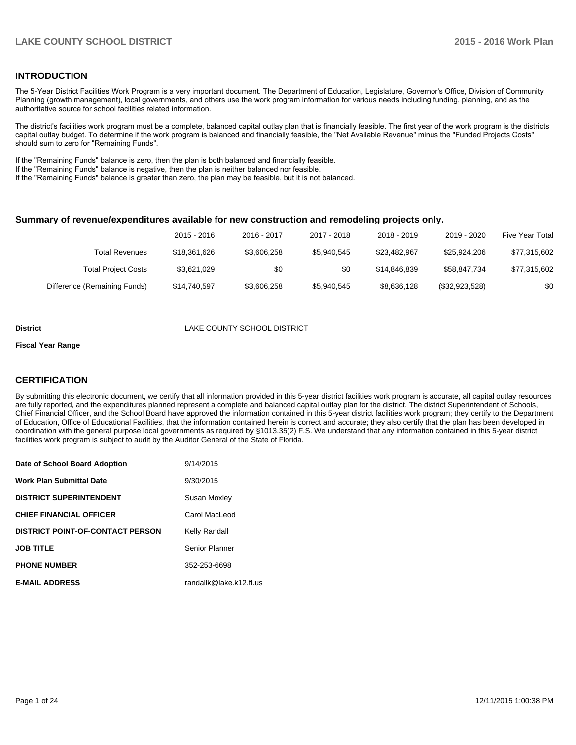## INTRODUCTION

The 5-Year District Facilities Work Program is a very important document. The Department of Education, Legislature, Governor's Office, Division of Community Planning (growth management), local governments, and others use the work program information for various needs including funding, planning, and as the authoritative source for school facilities related information.

The district's facilities work program must be a complete, balanced capital outlay plan that is financially feasible. The first year of the work program is the districts capital outlay budget. To determine if the work program is balanced and financially feasible, the "Net Available Revenue" minus the "Funded Projects Costs" should sum to zero for "Remaining Funds".

If the "Remaining Funds" balance is zero, then the plan is both balanced and financially feasible.
If the "Remaining Funds" balance is negative, then the plan is neither balanced nor feasible.
If the "Remaining Funds" balance is greater than zero, the plan may be feasible, but it is not balanced.

### Summary of revenue/expenditures available for new construction and remodeling projects only.

| | 2015 - 2016 | 2016 - 2017 | 2017 - 2018 | 2018 - 2019 | 2019 - 2020 | Five Year Total |
|---|---|---|---|---|---|---|
| Total Revenues | $18,361,626 | $3,606,258 | $5,940,545 | $23,482,967 | $25,924,206 | $77,315,602 |
| Total Project Costs | $3,621,029 | $0 | $0 | $14,846,839 | $58,847,734 | $77,315,602 |
| Difference (Remaining Funds) | $14,740,597 | $3,606,258 | $5,940,545 | $8,636,128 | ($32,923,528) | $0 |

**District** LAKE COUNTY SCHOOL DISTRICT

**Fiscal Year Range**

## CERTIFICATION

By submitting this electronic document, we certify that all information provided in this 5-year district facilities work program is accurate, all capital outlay resources are fully reported, and the expenditures planned represent a complete and balanced capital outlay plan for the district. The district Superintendent of Schools, Chief Financial Officer, and the School Board have approved the information contained in this 5-year district facilities work program; they certify to the Department of Education, Office of Educational Facilities, that the information contained herein is correct and accurate; they also certify that the plan has been developed in coordination with the general purpose local governments as required by §1013.35(2) F.S. We understand that any information contained in this 5-year district facilities work program is subject to audit by the Auditor General of the State of Florida.

| | |
|---|---|
| **Date of School Board Adoption** | 9/14/2015 |
| **Work Plan Submittal Date** | 9/30/2015 |
| **DISTRICT SUPERINTENDENT** | Susan Moxley |
| **CHIEF FINANCIAL OFFICER** | Carol MacLeod |
| **DISTRICT POINT-OF-CONTACT PERSON** | Kelly Randall |
| **JOB TITLE** | Senior Planner |
| **PHONE NUMBER** | 352-253-6698 |
| **E-MAIL ADDRESS** | randallk@lake.k12.fl.us |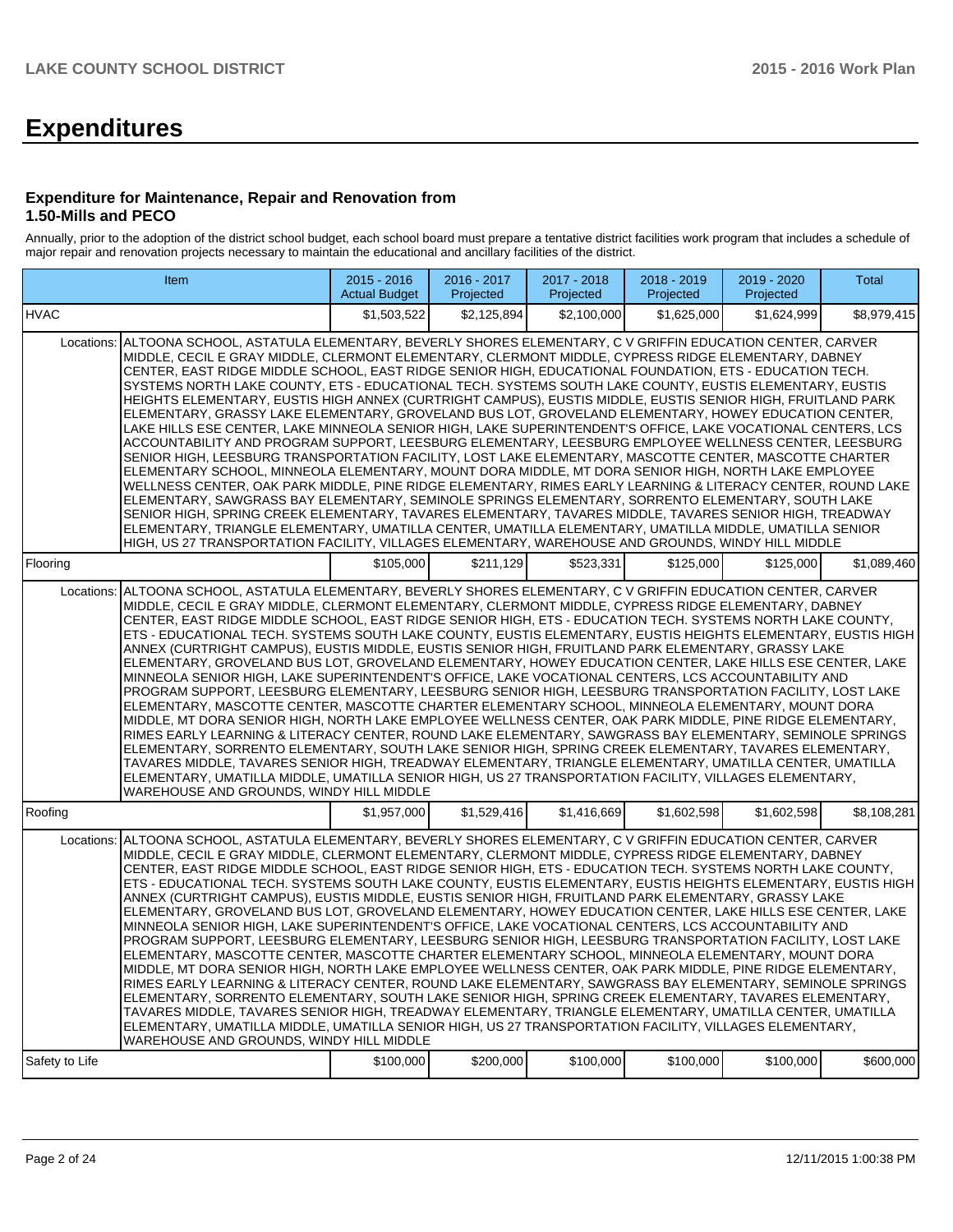# Expenditures

### Expenditure for Maintenance, Repair and Renovation from 1.50-Mills and PECO

Annually, prior to the adoption of the district school budget, each school board must prepare a tentative district facilities work program that includes a schedule of major repair and renovation projects necessary to maintain the educational and ancillary facilities of the district.

| Item | | 2015 - 2016 Actual Budget | 2016 - 2017 Projected | 2017 - 2018 Projected | 2018 - 2019 Projected | 2019 - 2020 Projected | Total |
|---|---|---|---|---|---|---|---|
| HVAC | | $1,503,522 | $2,125,894 | $2,100,000 | $1,625,000 | $1,624,999 | $8,979,415 |
| Locations: | ALTOONA SCHOOL, ASTATULA ELEMENTARY, BEVERLY SHORES ELEMENTARY, C V GRIFFIN EDUCATION CENTER, CARVER MIDDLE, CECIL E GRAY MIDDLE, CLERMONT ELEMENTARY, CLERMONT MIDDLE, CYPRESS RIDGE ELEMENTARY, DABNEY CENTER, EAST RIDGE MIDDLE SCHOOL, EAST RIDGE SENIOR HIGH, EDUCATIONAL FOUNDATION, ETS - EDUCATION TECH. SYSTEMS NORTH LAKE COUNTY, ETS - EDUCATIONAL TECH. SYSTEMS SOUTH LAKE COUNTY, EUSTIS ELEMENTARY, EUSTIS HEIGHTS ELEMENTARY, EUSTIS HIGH ANNEX (CURTRIGHT CAMPUS), EUSTIS MIDDLE, EUSTIS SENIOR HIGH, FRUITLAND PARK ELEMENTARY, GRASSY LAKE ELEMENTARY, GROVELAND BUS LOT, GROVELAND ELEMENTARY, HOWEY EDUCATION CENTER, LAKE HILLS ESE CENTER, LAKE MINNEOLA SENIOR HIGH, LAKE SUPERINTENDENT'S OFFICE, LAKE VOCATIONAL CENTERS, LCS ACCOUNTABILITY AND PROGRAM SUPPORT, LEESBURG ELEMENTARY, LEESBURG EMPLOYEE WELLNESS CENTER, LEESBURG SENIOR HIGH, LEESBURG TRANSPORTATION FACILITY, LOST LAKE ELEMENTARY, MASCOTTE CENTER, MASCOTTE CHARTER ELEMENTARY SCHOOL, MINNEOLA ELEMENTARY, MOUNT DORA MIDDLE, MT DORA SENIOR HIGH, NORTH LAKE EMPLOYEE WELLNESS CENTER, OAK PARK MIDDLE, PINE RIDGE ELEMENTARY, RIMES EARLY LEARNING & LITERACY CENTER, ROUND LAKE ELEMENTARY, SAWGRASS BAY ELEMENTARY, SEMINOLE SPRINGS ELEMENTARY, SORRENTO ELEMENTARY, SOUTH LAKE SENIOR HIGH, SPRING CREEK ELEMENTARY, TAVARES ELEMENTARY, TAVARES MIDDLE, TAVARES SENIOR HIGH, TREADWAY ELEMENTARY, TRIANGLE ELEMENTARY, UMATILLA CENTER, UMATILLA ELEMENTARY, UMATILLA MIDDLE, UMATILLA SENIOR HIGH, US 27 TRANSPORTATION FACILITY, VILLAGES ELEMENTARY, WAREHOUSE AND GROUNDS, WINDY HILL MIDDLE | | | | | | |
| Flooring | | $105,000 | $211,129 | $523,331 | $125,000 | $125,000 | $1,089,460 |
| Locations: | ALTOONA SCHOOL, ASTATULA ELEMENTARY, BEVERLY SHORES ELEMENTARY, C V GRIFFIN EDUCATION CENTER, CARVER MIDDLE, CECIL E GRAY MIDDLE, CLERMONT ELEMENTARY, CLERMONT MIDDLE, CYPRESS RIDGE ELEMENTARY, DABNEY CENTER, EAST RIDGE MIDDLE SCHOOL, EAST RIDGE SENIOR HIGH, ETS - EDUCATION TECH. SYSTEMS NORTH LAKE COUNTY, ETS - EDUCATIONAL TECH. SYSTEMS SOUTH LAKE COUNTY, EUSTIS ELEMENTARY, EUSTIS HEIGHTS ELEMENTARY, EUSTIS HIGH ANNEX (CURTRIGHT CAMPUS), EUSTIS MIDDLE, EUSTIS SENIOR HIGH, FRUITLAND PARK ELEMENTARY, GRASSY LAKE ELEMENTARY, GROVELAND BUS LOT, GROVELAND ELEMENTARY, HOWEY EDUCATION CENTER, LAKE HILLS ESE CENTER, LAKE MINNEOLA SENIOR HIGH, LAKE SUPERINTENDENT'S OFFICE, LAKE VOCATIONAL CENTERS, LCS ACCOUNTABILITY AND PROGRAM SUPPORT, LEESBURG ELEMENTARY, LEESBURG SENIOR HIGH, LEESBURG TRANSPORTATION FACILITY, LOST LAKE ELEMENTARY, MASCOTTE CENTER, MASCOTTE CHARTER ELEMENTARY SCHOOL, MINNEOLA ELEMENTARY, MOUNT DORA MIDDLE, MT DORA SENIOR HIGH, NORTH LAKE EMPLOYEE WELLNESS CENTER, OAK PARK MIDDLE, PINE RIDGE ELEMENTARY, RIMES EARLY LEARNING & LITERACY CENTER, ROUND LAKE ELEMENTARY, SAWGRASS BAY ELEMENTARY, SEMINOLE SPRINGS ELEMENTARY, SORRENTO ELEMENTARY, SOUTH LAKE SENIOR HIGH, SPRING CREEK ELEMENTARY, TAVARES ELEMENTARY, TAVARES MIDDLE, TAVARES SENIOR HIGH, TREADWAY ELEMENTARY, TRIANGLE ELEMENTARY, UMATILLA CENTER, UMATILLA ELEMENTARY, UMATILLA MIDDLE, UMATILLA SENIOR HIGH, US 27 TRANSPORTATION FACILITY, VILLAGES ELEMENTARY, WAREHOUSE AND GROUNDS, WINDY HILL MIDDLE | | | | | | |
| Roofing | | $1,957,000 | $1,529,416 | $1,416,669 | $1,602,598 | $1,602,598 | $8,108,281 |
| Locations: | ALTOONA SCHOOL, ASTATULA ELEMENTARY, BEVERLY SHORES ELEMENTARY, C V GRIFFIN EDUCATION CENTER, CARVER MIDDLE, CECIL E GRAY MIDDLE, CLERMONT ELEMENTARY, CLERMONT MIDDLE, CYPRESS RIDGE ELEMENTARY, DABNEY CENTER, EAST RIDGE MIDDLE SCHOOL, EAST RIDGE SENIOR HIGH, ETS - EDUCATION TECH. SYSTEMS NORTH LAKE COUNTY, ETS - EDUCATIONAL TECH. SYSTEMS SOUTH LAKE COUNTY, EUSTIS ELEMENTARY, EUSTIS HEIGHTS ELEMENTARY, EUSTIS HIGH ANNEX (CURTRIGHT CAMPUS), EUSTIS MIDDLE, EUSTIS SENIOR HIGH, FRUITLAND PARK ELEMENTARY, GRASSY LAKE ELEMENTARY, GROVELAND BUS LOT, GROVELAND ELEMENTARY, HOWEY EDUCATION CENTER, LAKE HILLS ESE CENTER, LAKE MINNEOLA SENIOR HIGH, LAKE SUPERINTENDENT'S OFFICE, LAKE VOCATIONAL CENTERS, LCS ACCOUNTABILITY AND PROGRAM SUPPORT, LEESBURG ELEMENTARY, LEESBURG SENIOR HIGH, LEESBURG TRANSPORTATION FACILITY, LOST LAKE ELEMENTARY, MASCOTTE CENTER, MASCOTTE CHARTER ELEMENTARY SCHOOL, MINNEOLA ELEMENTARY, MOUNT DORA MIDDLE, MT DORA SENIOR HIGH, NORTH LAKE EMPLOYEE WELLNESS CENTER, OAK PARK MIDDLE, PINE RIDGE ELEMENTARY, RIMES EARLY LEARNING & LITERACY CENTER, ROUND LAKE ELEMENTARY, SAWGRASS BAY ELEMENTARY, SEMINOLE SPRINGS ELEMENTARY, SORRENTO ELEMENTARY, SOUTH LAKE SENIOR HIGH, SPRING CREEK ELEMENTARY, TAVARES ELEMENTARY, TAVARES MIDDLE, TAVARES SENIOR HIGH, TREADWAY ELEMENTARY, TRIANGLE ELEMENTARY, UMATILLA CENTER, UMATILLA ELEMENTARY, UMATILLA MIDDLE, UMATILLA SENIOR HIGH, US 27 TRANSPORTATION FACILITY, VILLAGES ELEMENTARY, WAREHOUSE AND GROUNDS, WINDY HILL MIDDLE | | | | | | |
| Safety to Life | | $100,000 | $200,000 | $100,000 | $100,000 | $100,000 | $600,000 |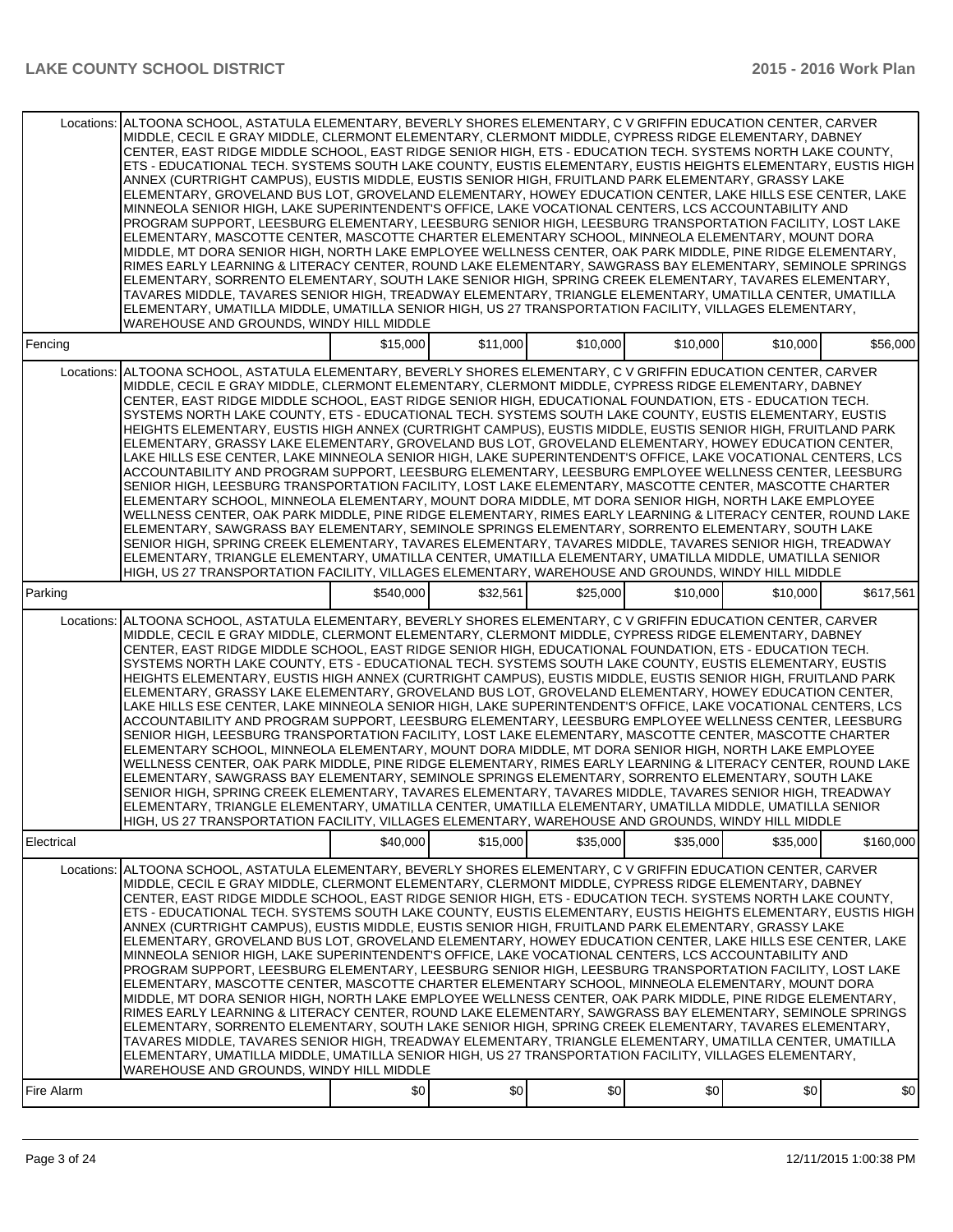| | | | | | | |
|---|---|---|---|---|---|---|
| Locations: | ALTOONA SCHOOL, ASTATULA ELEMENTARY, BEVERLY SHORES ELEMENTARY, C V GRIFFIN EDUCATION CENTER, CARVER MIDDLE, CECIL E GRAY MIDDLE, CLERMONT ELEMENTARY, CLERMONT MIDDLE, CYPRESS RIDGE ELEMENTARY, DABNEY CENTER, EAST RIDGE MIDDLE SCHOOL, EAST RIDGE SENIOR HIGH, ETS - EDUCATION TECH. SYSTEMS NORTH LAKE COUNTY, ETS - EDUCATIONAL TECH. SYSTEMS SOUTH LAKE COUNTY, EUSTIS ELEMENTARY, EUSTIS HEIGHTS ELEMENTARY, EUSTIS HIGH ANNEX (CURTRIGHT CAMPUS), EUSTIS MIDDLE, EUSTIS SENIOR HIGH, FRUITLAND PARK ELEMENTARY, GRASSY LAKE ELEMENTARY, GROVELAND BUS LOT, GROVELAND ELEMENTARY, HOWEY EDUCATION CENTER, LAKE HILLS ESE CENTER, LAKE MINNEOLA SENIOR HIGH, LAKE SUPERINTENDENT'S OFFICE, LAKE VOCATIONAL CENTERS, LCS ACCOUNTABILITY AND PROGRAM SUPPORT, LEESBURG ELEMENTARY, LEESBURG SENIOR HIGH, LEESBURG TRANSPORTATION FACILITY, LOST LAKE ELEMENTARY, MASCOTTE CENTER, MASCOTTE CHARTER ELEMENTARY SCHOOL, MINNEOLA ELEMENTARY, MOUNT DORA MIDDLE, MT DORA SENIOR HIGH, NORTH LAKE EMPLOYEE WELLNESS CENTER, OAK PARK MIDDLE, PINE RIDGE ELEMENTARY, RIMES EARLY LEARNING & LITERACY CENTER, ROUND LAKE ELEMENTARY, SAWGRASS BAY ELEMENTARY, SEMINOLE SPRINGS ELEMENTARY, SORRENTO ELEMENTARY, SOUTH LAKE SENIOR HIGH, SPRING CREEK ELEMENTARY, TAVARES ELEMENTARY, TAVARES MIDDLE, TAVARES SENIOR HIGH, TREADWAY ELEMENTARY, TRIANGLE ELEMENTARY, UMATILLA CENTER, UMATILLA ELEMENTARY, UMATILLA MIDDLE, UMATILLA SENIOR HIGH, US 27 TRANSPORTATION FACILITY, VILLAGES ELEMENTARY, WAREHOUSE AND GROUNDS, WINDY HILL MIDDLE | | | | | |
| Fencing | | $15,000 | $11,000 | $10,000 | $10,000 | $10,000 | $56,000 |
| Locations: | ALTOONA SCHOOL, ASTATULA ELEMENTARY, BEVERLY SHORES ELEMENTARY, C V GRIFFIN EDUCATION CENTER, CARVER MIDDLE, CECIL E GRAY MIDDLE, CLERMONT ELEMENTARY, CLERMONT MIDDLE, CYPRESS RIDGE ELEMENTARY, DABNEY CENTER, EAST RIDGE MIDDLE SCHOOL, EAST RIDGE SENIOR HIGH, EDUCATIONAL FOUNDATION, ETS - EDUCATION TECH. SYSTEMS NORTH LAKE COUNTY, ETS - EDUCATIONAL TECH. SYSTEMS SOUTH LAKE COUNTY, EUSTIS ELEMENTARY, EUSTIS HEIGHTS ELEMENTARY, EUSTIS HIGH ANNEX (CURTRIGHT CAMPUS), EUSTIS MIDDLE, EUSTIS SENIOR HIGH, FRUITLAND PARK ELEMENTARY, GRASSY LAKE ELEMENTARY, GROVELAND BUS LOT, GROVELAND ELEMENTARY, HOWEY EDUCATION CENTER, LAKE HILLS ESE CENTER, LAKE MINNEOLA SENIOR HIGH, LAKE SUPERINTENDENT'S OFFICE, LAKE VOCATIONAL CENTERS, LCS ACCOUNTABILITY AND PROGRAM SUPPORT, LEESBURG ELEMENTARY, LEESBURG EMPLOYEE WELLNESS CENTER, LEESBURG SENIOR HIGH, LEESBURG TRANSPORTATION FACILITY, LOST LAKE ELEMENTARY, MASCOTTE CENTER, MASCOTTE CHARTER ELEMENTARY SCHOOL, MINNEOLA ELEMENTARY, MOUNT DORA MIDDLE, MT DORA SENIOR HIGH, NORTH LAKE EMPLOYEE WELLNESS CENTER, OAK PARK MIDDLE, PINE RIDGE ELEMENTARY, RIMES EARLY LEARNING & LITERACY CENTER, ROUND LAKE ELEMENTARY, SAWGRASS BAY ELEMENTARY, SEMINOLE SPRINGS ELEMENTARY, SORRENTO ELEMENTARY, SOUTH LAKE SENIOR HIGH, SPRING CREEK ELEMENTARY, TAVARES ELEMENTARY, TAVARES MIDDLE, TAVARES SENIOR HIGH, TREADWAY ELEMENTARY, TRIANGLE ELEMENTARY, UMATILLA CENTER, UMATILLA ELEMENTARY, UMATILLA MIDDLE, UMATILLA SENIOR HIGH, US 27 TRANSPORTATION FACILITY, VILLAGES ELEMENTARY, WAREHOUSE AND GROUNDS, WINDY HILL MIDDLE | | | | | |
| Parking | | $540,000 | $32,561 | $25,000 | $10,000 | $10,000 | $617,561 |
| Locations: | ALTOONA SCHOOL, ASTATULA ELEMENTARY, BEVERLY SHORES ELEMENTARY, C V GRIFFIN EDUCATION CENTER, CARVER MIDDLE, CECIL E GRAY MIDDLE, CLERMONT ELEMENTARY, CLERMONT MIDDLE, CYPRESS RIDGE ELEMENTARY, DABNEY CENTER, EAST RIDGE MIDDLE SCHOOL, EAST RIDGE SENIOR HIGH, EDUCATIONAL FOUNDATION, ETS - EDUCATION TECH. SYSTEMS NORTH LAKE COUNTY, ETS - EDUCATIONAL TECH. SYSTEMS SOUTH LAKE COUNTY, EUSTIS ELEMENTARY, EUSTIS HEIGHTS ELEMENTARY, EUSTIS HIGH ANNEX (CURTRIGHT CAMPUS), EUSTIS MIDDLE, EUSTIS SENIOR HIGH, FRUITLAND PARK ELEMENTARY, GRASSY LAKE ELEMENTARY, GROVELAND BUS LOT, GROVELAND ELEMENTARY, HOWEY EDUCATION CENTER, LAKE HILLS ESE CENTER, LAKE MINNEOLA SENIOR HIGH, LAKE SUPERINTENDENT'S OFFICE, LAKE VOCATIONAL CENTERS, LCS ACCOUNTABILITY AND PROGRAM SUPPORT, LEESBURG ELEMENTARY, LEESBURG EMPLOYEE WELLNESS CENTER, LEESBURG SENIOR HIGH, LEESBURG TRANSPORTATION FACILITY, LOST LAKE ELEMENTARY, MASCOTTE CENTER, MASCOTTE CHARTER ELEMENTARY SCHOOL, MINNEOLA ELEMENTARY, MOUNT DORA MIDDLE, MT DORA SENIOR HIGH, NORTH LAKE EMPLOYEE WELLNESS CENTER, OAK PARK MIDDLE, PINE RIDGE ELEMENTARY, RIMES EARLY LEARNING & LITERACY CENTER, ROUND LAKE ELEMENTARY, SAWGRASS BAY ELEMENTARY, SEMINOLE SPRINGS ELEMENTARY, SORRENTO ELEMENTARY, SOUTH LAKE SENIOR HIGH, SPRING CREEK ELEMENTARY, TAVARES ELEMENTARY, TAVARES MIDDLE, TAVARES SENIOR HIGH, TREADWAY ELEMENTARY, TRIANGLE ELEMENTARY, UMATILLA CENTER, UMATILLA ELEMENTARY, UMATILLA MIDDLE, UMATILLA SENIOR HIGH, US 27 TRANSPORTATION FACILITY, VILLAGES ELEMENTARY, WAREHOUSE AND GROUNDS, WINDY HILL MIDDLE | | | | | |
| Electrical | | $40,000 | $15,000 | $35,000 | $35,000 | $35,000 | $160,000 |
| Locations: | ALTOONA SCHOOL, ASTATULA ELEMENTARY, BEVERLY SHORES ELEMENTARY, C V GRIFFIN EDUCATION CENTER, CARVER MIDDLE, CECIL E GRAY MIDDLE, CLERMONT ELEMENTARY, CLERMONT MIDDLE, CYPRESS RIDGE ELEMENTARY, DABNEY CENTER, EAST RIDGE MIDDLE SCHOOL, EAST RIDGE SENIOR HIGH, ETS - EDUCATION TECH. SYSTEMS NORTH LAKE COUNTY, ETS - EDUCATIONAL TECH. SYSTEMS SOUTH LAKE COUNTY, EUSTIS ELEMENTARY, EUSTIS HEIGHTS ELEMENTARY, EUSTIS HIGH ANNEX (CURTRIGHT CAMPUS), EUSTIS MIDDLE, EUSTIS SENIOR HIGH, FRUITLAND PARK ELEMENTARY, GRASSY LAKE ELEMENTARY, GROVELAND BUS LOT, GROVELAND ELEMENTARY, HOWEY EDUCATION CENTER, LAKE HILLS ESE CENTER, LAKE MINNEOLA SENIOR HIGH, LAKE SUPERINTENDENT'S OFFICE, LAKE VOCATIONAL CENTERS, LCS ACCOUNTABILITY AND PROGRAM SUPPORT, LEESBURG ELEMENTARY, LEESBURG SENIOR HIGH, LEESBURG TRANSPORTATION FACILITY, LOST LAKE ELEMENTARY, MASCOTTE CENTER, MASCOTTE CHARTER ELEMENTARY SCHOOL, MINNEOLA ELEMENTARY, MOUNT DORA MIDDLE, MT DORA SENIOR HIGH, NORTH LAKE EMPLOYEE WELLNESS CENTER, OAK PARK MIDDLE, PINE RIDGE ELEMENTARY, RIMES EARLY LEARNING & LITERACY CENTER, ROUND LAKE ELEMENTARY, SAWGRASS BAY ELEMENTARY, SEMINOLE SPRINGS ELEMENTARY, SORRENTO ELEMENTARY, SOUTH LAKE SENIOR HIGH, SPRING CREEK ELEMENTARY, TAVARES ELEMENTARY, TAVARES MIDDLE, TAVARES SENIOR HIGH, TREADWAY ELEMENTARY, TRIANGLE ELEMENTARY, UMATILLA CENTER, UMATILLA ELEMENTARY, UMATILLA MIDDLE, UMATILLA SENIOR HIGH, US 27 TRANSPORTATION FACILITY, VILLAGES ELEMENTARY, WAREHOUSE AND GROUNDS, WINDY HILL MIDDLE | | | | | |
| Fire Alarm | | $0 | $0 | $0 | $0 | $0 | $0 |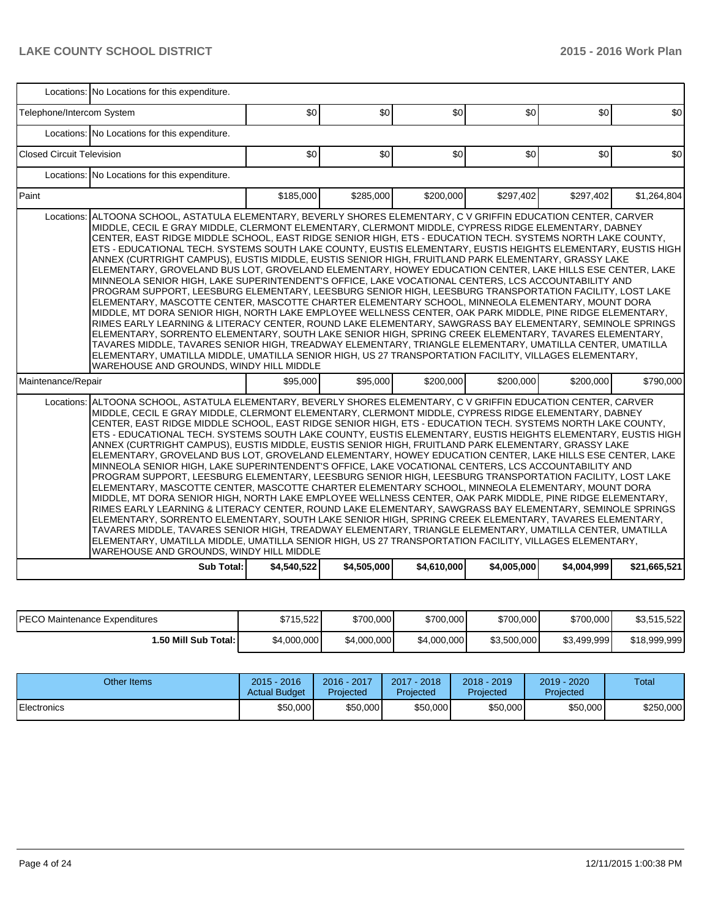| | | | | | | |
|---|---|---|---|---|---|---|
| Locations: No Locations for this expenditure. | | | | | | |
| Telephone/Intercom System | $0 | $0 | $0 | $0 | $0 | $0 |
| Locations: No Locations for this expenditure. | | | | | | |
| Closed Circuit Television | $0 | $0 | $0 | $0 | $0 | $0 |
| Locations: No Locations for this expenditure. | | | | | | |
| Paint | $185,000 | $285,000 | $200,000 | $297,402 | $297,402 | $1,264,804 |
| Locations: ALTOONA SCHOOL, ASTATULA ELEMENTARY, BEVERLY SHORES ELEMENTARY, C V GRIFFIN EDUCATION CENTER, CARVER MIDDLE, CECIL E GRAY MIDDLE, CLERMONT ELEMENTARY, CLERMONT MIDDLE, CYPRESS RIDGE ELEMENTARY, DABNEY CENTER, EAST RIDGE MIDDLE SCHOOL, EAST RIDGE SENIOR HIGH, ETS - EDUCATION TECH. SYSTEMS NORTH LAKE COUNTY, ETS - EDUCATIONAL TECH. SYSTEMS SOUTH LAKE COUNTY, EUSTIS ELEMENTARY, EUSTIS HEIGHTS ELEMENTARY, EUSTIS HIGH ANNEX (CURTRIGHT CAMPUS), EUSTIS MIDDLE, EUSTIS SENIOR HIGH, FRUITLAND PARK ELEMENTARY, GRASSY LAKE ELEMENTARY, GROVELAND BUS LOT, GROVELAND ELEMENTARY, HOWEY EDUCATION CENTER, LAKE HILLS ESE CENTER, LAKE MINNEOLA SENIOR HIGH, LAKE SUPERINTENDENT'S OFFICE, LAKE VOCATIONAL CENTERS, LCS ACCOUNTABILITY AND PROGRAM SUPPORT, LEESBURG ELEMENTARY, LEESBURG SENIOR HIGH, LEESBURG TRANSPORTATION FACILITY, LOST LAKE ELEMENTARY, MASCOTTE CENTER, MASCOTTE CHARTER ELEMENTARY SCHOOL, MINNEOLA ELEMENTARY, MOUNT DORA MIDDLE, MT DORA SENIOR HIGH, NORTH LAKE EMPLOYEE WELLNESS CENTER, OAK PARK MIDDLE, PINE RIDGE ELEMENTARY, RIMES EARLY LEARNING & LITERACY CENTER, ROUND LAKE ELEMENTARY, SAWGRASS BAY ELEMENTARY, SEMINOLE SPRINGS ELEMENTARY, SORRENTO ELEMENTARY, SOUTH LAKE SENIOR HIGH, SPRING CREEK ELEMENTARY, TAVARES ELEMENTARY, TAVARES MIDDLE, TAVARES SENIOR HIGH, TREADWAY ELEMENTARY, TRIANGLE ELEMENTARY, UMATILLA CENTER, UMATILLA ELEMENTARY, UMATILLA MIDDLE, UMATILLA SENIOR HIGH, US 27 TRANSPORTATION FACILITY, VILLAGES ELEMENTARY, WAREHOUSE AND GROUNDS, WINDY HILL MIDDLE | | | | | | |
| Maintenance/Repair | $95,000 | $95,000 | $200,000 | $200,000 | $200,000 | $790,000 |
| Locations: ALTOONA SCHOOL, ASTATULA ELEMENTARY, BEVERLY SHORES ELEMENTARY, C V GRIFFIN EDUCATION CENTER, CARVER MIDDLE, CECIL E GRAY MIDDLE, CLERMONT ELEMENTARY, CLERMONT MIDDLE, CYPRESS RIDGE ELEMENTARY, DABNEY CENTER, EAST RIDGE MIDDLE SCHOOL, EAST RIDGE SENIOR HIGH, ETS - EDUCATION TECH. SYSTEMS NORTH LAKE COUNTY, ETS - EDUCATIONAL TECH. SYSTEMS SOUTH LAKE COUNTY, EUSTIS ELEMENTARY, EUSTIS HEIGHTS ELEMENTARY, EUSTIS HIGH ANNEX (CURTRIGHT CAMPUS), EUSTIS MIDDLE, EUSTIS SENIOR HIGH, FRUITLAND PARK ELEMENTARY, GRASSY LAKE ELEMENTARY, GROVELAND BUS LOT, GROVELAND ELEMENTARY, HOWEY EDUCATION CENTER, LAKE HILLS ESE CENTER, LAKE MINNEOLA SENIOR HIGH, LAKE SUPERINTENDENT'S OFFICE, LAKE VOCATIONAL CENTERS, LCS ACCOUNTABILITY AND PROGRAM SUPPORT, LEESBURG ELEMENTARY, LEESBURG SENIOR HIGH, LEESBURG TRANSPORTATION FACILITY, LOST LAKE ELEMENTARY, MASCOTTE CENTER, MASCOTTE CHARTER ELEMENTARY SCHOOL, MINNEOLA ELEMENTARY, MOUNT DORA MIDDLE, MT DORA SENIOR HIGH, NORTH LAKE EMPLOYEE WELLNESS CENTER, OAK PARK MIDDLE, PINE RIDGE ELEMENTARY, RIMES EARLY LEARNING & LITERACY CENTER, ROUND LAKE ELEMENTARY, SAWGRASS BAY ELEMENTARY, SEMINOLE SPRINGS ELEMENTARY, SORRENTO ELEMENTARY, SOUTH LAKE SENIOR HIGH, SPRING CREEK ELEMENTARY, TAVARES ELEMENTARY, TAVARES MIDDLE, TAVARES SENIOR HIGH, TREADWAY ELEMENTARY, TRIANGLE ELEMENTARY, UMATILLA CENTER, UMATILLA ELEMENTARY, UMATILLA MIDDLE, UMATILLA SENIOR HIGH, US 27 TRANSPORTATION FACILITY, VILLAGES ELEMENTARY, WAREHOUSE AND GROUNDS, WINDY HILL MIDDLE | | | | | | |
| **Sub Total:** | **$4,540,522** | **$4,505,000** | **$4,610,000** | **$4,005,000** | **$4,004,999** | **$21,665,521** |

| | | | | | | |
|---|---|---|---|---|---|---|
| PECO Maintenance Expenditures | $715,522 | $700,000 | $700,000 | $700,000 | $700,000 | $3,515,522 |
| **1.50 Mill Sub Total:** | $4,000,000 | $4,000,000 | $4,000,000 | $3,500,000 | $3,499,999 | $18,999,999 |

| Other Items | 2015 - 2016 Actual Budget | 2016 - 2017 Projected | 2017 - 2018 Projected | 2018 - 2019 Projected | 2019 - 2020 Projected | Total |
|---|---|---|---|---|---|---|
| Electronics | $50,000 | $50,000 | $50,000 | $50,000 | $50,000 | $250,000 |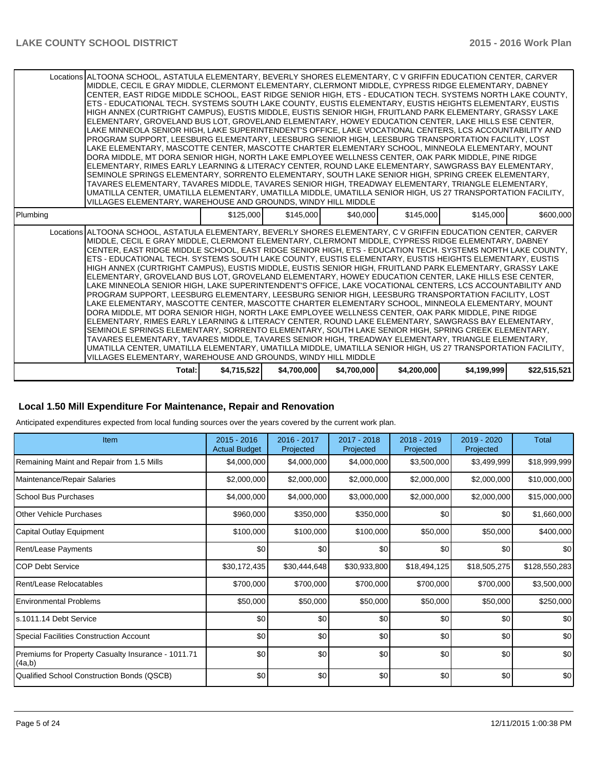| | | | | | | |
|---|---|---|---|---|---|---|
| Locations | ALTOONA SCHOOL, ASTATULA ELEMENTARY, BEVERLY SHORES ELEMENTARY, C V GRIFFIN EDUCATION CENTER, CARVER MIDDLE, CECIL E GRAY MIDDLE, CLERMONT ELEMENTARY, CLERMONT MIDDLE, CYPRESS RIDGE ELEMENTARY, DABNEY CENTER, EAST RIDGE MIDDLE SCHOOL, EAST RIDGE SENIOR HIGH, ETS - EDUCATION TECH. SYSTEMS NORTH LAKE COUNTY, ETS - EDUCATIONAL TECH. SYSTEMS SOUTH LAKE COUNTY, EUSTIS ELEMENTARY, EUSTIS HEIGHTS ELEMENTARY, EUSTIS HIGH ANNEX (CURTRIGHT CAMPUS), EUSTIS MIDDLE, EUSTIS SENIOR HIGH, FRUITLAND PARK ELEMENTARY, GRASSY LAKE ELEMENTARY, GROVELAND BUS LOT, GROVELAND ELEMENTARY, HOWEY EDUCATION CENTER, LAKE HILLS ESE CENTER, LAKE MINNEOLA SENIOR HIGH, LAKE SUPERINTENDENT'S OFFICE, LAKE VOCATIONAL CENTERS, LCS ACCOUNTABILITY AND PROGRAM SUPPORT, LEESBURG ELEMENTARY, LEESBURG SENIOR HIGH, LEESBURG TRANSPORTATION FACILITY, LOST LAKE ELEMENTARY, MASCOTTE CENTER, MASCOTTE CHARTER ELEMENTARY SCHOOL, MINNEOLA ELEMENTARY, MOUNT DORA MIDDLE, MT DORA SENIOR HIGH, NORTH LAKE EMPLOYEE WELLNESS CENTER, OAK PARK MIDDLE, PINE RIDGE ELEMENTARY, RIMES EARLY LEARNING & LITERACY CENTER, ROUND LAKE ELEMENTARY, SAWGRASS BAY ELEMENTARY, SEMINOLE SPRINGS ELEMENTARY, SORRENTO ELEMENTARY, SOUTH LAKE SENIOR HIGH, SPRING CREEK ELEMENTARY, TAVARES ELEMENTARY, TAVARES MIDDLE, TAVARES SENIOR HIGH, TREADWAY ELEMENTARY, TRIANGLE ELEMENTARY, UMATILLA CENTER, UMATILLA ELEMENTARY, UMATILLA MIDDLE, UMATILLA SENIOR HIGH, US 27 TRANSPORTATION FACILITY, VILLAGES ELEMENTARY, WAREHOUSE AND GROUNDS, WINDY HILL MIDDLE | | | | | |
| Plumbing | | $125,000 | $145,000 | $40,000 | $145,000 | $145,000 | $600,000 |
| Locations | ALTOONA SCHOOL, ASTATULA ELEMENTARY, BEVERLY SHORES ELEMENTARY, C V GRIFFIN EDUCATION CENTER, CARVER MIDDLE, CECIL E GRAY MIDDLE, CLERMONT ELEMENTARY, CLERMONT MIDDLE, CYPRESS RIDGE ELEMENTARY, DABNEY CENTER, EAST RIDGE MIDDLE SCHOOL, EAST RIDGE SENIOR HIGH, ETS - EDUCATION TECH. SYSTEMS NORTH LAKE COUNTY, ETS - EDUCATIONAL TECH. SYSTEMS SOUTH LAKE COUNTY, EUSTIS ELEMENTARY, EUSTIS HEIGHTS ELEMENTARY, EUSTIS HIGH ANNEX (CURTRIGHT CAMPUS), EUSTIS MIDDLE, EUSTIS SENIOR HIGH, FRUITLAND PARK ELEMENTARY, GRASSY LAKE ELEMENTARY, GROVELAND BUS LOT, GROVELAND ELEMENTARY, HOWEY EDUCATION CENTER, LAKE HILLS ESE CENTER, LAKE MINNEOLA SENIOR HIGH, LAKE SUPERINTENDENT'S OFFICE, LAKE VOCATIONAL CENTERS, LCS ACCOUNTABILITY AND PROGRAM SUPPORT, LEESBURG ELEMENTARY, LEESBURG SENIOR HIGH, LEESBURG TRANSPORTATION FACILITY, LOST LAKE ELEMENTARY, MASCOTTE CENTER, MASCOTTE CHARTER ELEMENTARY SCHOOL, MINNEOLA ELEMENTARY, MOUNT DORA MIDDLE, MT DORA SENIOR HIGH, NORTH LAKE EMPLOYEE WELLNESS CENTER, OAK PARK MIDDLE, PINE RIDGE ELEMENTARY, RIMES EARLY LEARNING & LITERACY CENTER, ROUND LAKE ELEMENTARY, SAWGRASS BAY ELEMENTARY, SEMINOLE SPRINGS ELEMENTARY, SORRENTO ELEMENTARY, SOUTH LAKE SENIOR HIGH, SPRING CREEK ELEMENTARY, TAVARES ELEMENTARY, TAVARES MIDDLE, TAVARES SENIOR HIGH, TREADWAY ELEMENTARY, TRIANGLE ELEMENTARY, UMATILLA CENTER, UMATILLA ELEMENTARY, UMATILLA MIDDLE, UMATILLA SENIOR HIGH, US 27 TRANSPORTATION FACILITY, VILLAGES ELEMENTARY, WAREHOUSE AND GROUNDS, WINDY HILL MIDDLE | | | | | |
| | Total: | $4,715,522 | $4,700,000 | $4,700,000 | $4,200,000 | $4,199,999 | $22,515,521 |

## Local 1.50 Mill Expenditure For Maintenance, Repair and Renovation

Anticipated expenditures expected from local funding sources over the years covered by the current work plan.

| Item | 2015 - 2016 Actual Budget | 2016 - 2017 Projected | 2017 - 2018 Projected | 2018 - 2019 Projected | 2019 - 2020 Projected | Total |
|---|---|---|---|---|---|---|
| Remaining Maint and Repair from 1.5 Mills | $4,000,000 | $4,000,000 | $4,000,000 | $3,500,000 | $3,499,999 | $18,999,999 |
| Maintenance/Repair Salaries | $2,000,000 | $2,000,000 | $2,000,000 | $2,000,000 | $2,000,000 | $10,000,000 |
| School Bus Purchases | $4,000,000 | $4,000,000 | $3,000,000 | $2,000,000 | $2,000,000 | $15,000,000 |
| Other Vehicle Purchases | $960,000 | $350,000 | $350,000 | $0 | $0 | $1,660,000 |
| Capital Outlay Equipment | $100,000 | $100,000 | $100,000 | $50,000 | $50,000 | $400,000 |
| Rent/Lease Payments | $0 | $0 | $0 | $0 | $0 | $0 |
| COP Debt Service | $30,172,435 | $30,444,648 | $30,933,800 | $18,494,125 | $18,505,275 | $128,550,283 |
| Rent/Lease Relocatables | $700,000 | $700,000 | $700,000 | $700,000 | $700,000 | $3,500,000 |
| Environmental Problems | $50,000 | $50,000 | $50,000 | $50,000 | $50,000 | $250,000 |
| s.1011.14 Debt Service | $0 | $0 | $0 | $0 | $0 | $0 |
| Special Facilities Construction Account | $0 | $0 | $0 | $0 | $0 | $0 |
| Premiums for Property Casualty Insurance - 1011.71 (4a,b) | $0 | $0 | $0 | $0 | $0 | $0 |
| Qualified School Construction Bonds (QSCB) | $0 | $0 | $0 | $0 | $0 | $0 |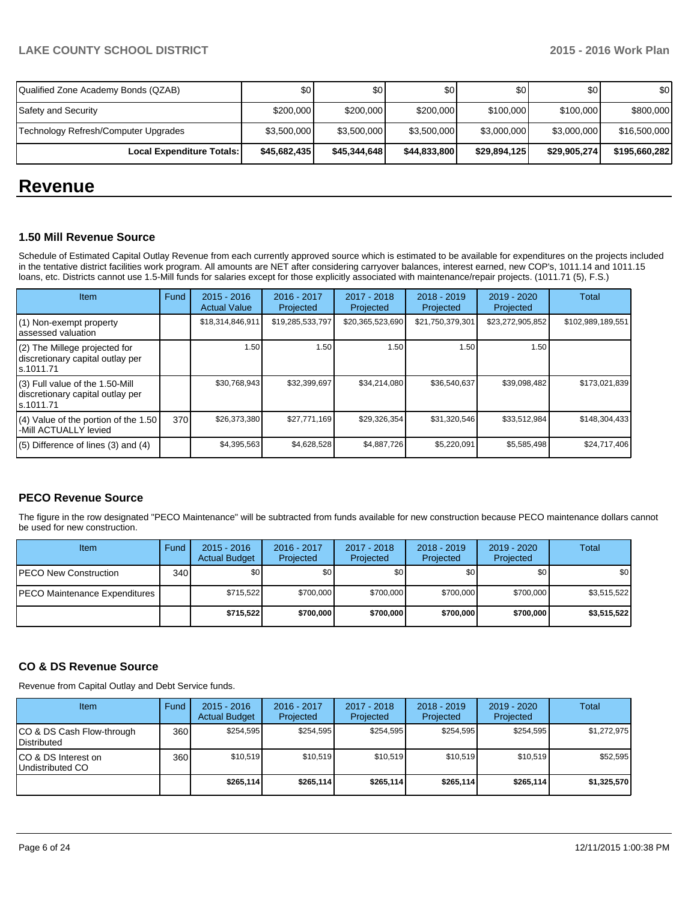| Qualified Zone Academy Bonds (QZAB) | $0 | $0 | $0 | $0 | $0 | $0 |
|---|---|---|---|---|---|---|
| Safety and Security | $200,000 | $200,000 | $200,000 | $100,000 | $100,000 | $800,000 |
| Technology Refresh/Computer Upgrades | $3,500,000 | $3,500,000 | $3,500,000 | $3,000,000 | $3,000,000 | $16,500,000 |
| **Local Expenditure Totals:** | **$45,682,435** | **$45,344,648** | **$44,833,800** | **$29,894,125** | **$29,905,274** | **$195,660,282** |

# Revenue

### 1.50 Mill Revenue Source

Schedule of Estimated Capital Outlay Revenue from each currently approved source which is estimated to be available for expenditures on the projects included in the tentative district facilities work program. All amounts are NET after considering carryover balances, interest earned, new COP's, 1011.14 and 1011.15 loans, etc. Districts cannot use 1.5-Mill funds for salaries except for those explicitly associated with maintenance/repair projects. (1011.71 (5), F.S.)

| Item | Fund | 2015 - 2016 Actual Value | 2016 - 2017 Projected | 2017 - 2018 Projected | 2018 - 2019 Projected | 2019 - 2020 Projected | Total |
|---|---|---|---|---|---|---|---|
| (1) Non-exempt property assessed valuation | | $18,314,846,911 | $19,285,533,797 | $20,365,523,690 | $21,750,379,301 | $23,272,905,852 | $102,989,189,551 |
| (2) The Millege projected for discretionary capital outlay per s.1011.71 | | 1.50 | 1.50 | 1.50 | 1.50 | 1.50 | |
| (3) Full value of the 1.50-Mill discretionary capital outlay per s.1011.71 | | $30,768,943 | $32,399,697 | $34,214,080 | $36,540,637 | $39,098,482 | $173,021,839 |
| (4) Value of the portion of the 1.50 -Mill ACTUALLY levied | 370 | $26,373,380 | $27,771,169 | $29,326,354 | $31,320,546 | $33,512,984 | $148,304,433 |
| (5) Difference of lines (3) and (4) | | $4,395,563 | $4,628,528 | $4,887,726 | $5,220,091 | $5,585,498 | $24,717,406 |

### PECO Revenue Source

The figure in the row designated "PECO Maintenance" will be subtracted from funds available for new construction because PECO maintenance dollars cannot be used for new construction.

| Item | Fund | 2015 - 2016 Actual Budget | 2016 - 2017 Projected | 2017 - 2018 Projected | 2018 - 2019 Projected | 2019 - 2020 Projected | Total |
|---|---|---|---|---|---|---|---|
| PECO New Construction | 340 | $0 | $0 | $0 | $0 | $0 | $0 |
| PECO Maintenance Expenditures | | $715,522 | $700,000 | $700,000 | $700,000 | $700,000 | $3,515,522 |
| | | **$715,522** | **$700,000** | **$700,000** | **$700,000** | **$700,000** | **$3,515,522** |

### CO & DS Revenue Source

Revenue from Capital Outlay and Debt Service funds.

| Item | Fund | 2015 - 2016 Actual Budget | 2016 - 2017 Projected | 2017 - 2018 Projected | 2018 - 2019 Projected | 2019 - 2020 Projected | Total |
|---|---|---|---|---|---|---|---|
| CO & DS Cash Flow-through Distributed | 360 | $254,595 | $254,595 | $254,595 | $254,595 | $254,595 | $1,272,975 |
| CO & DS Interest on Undistributed CO | 360 | $10,519 | $10,519 | $10,519 | $10,519 | $10,519 | $52,595 |
| | | **$265,114** | **$265,114** | **$265,114** | **$265,114** | **$265,114** | **$1,325,570** |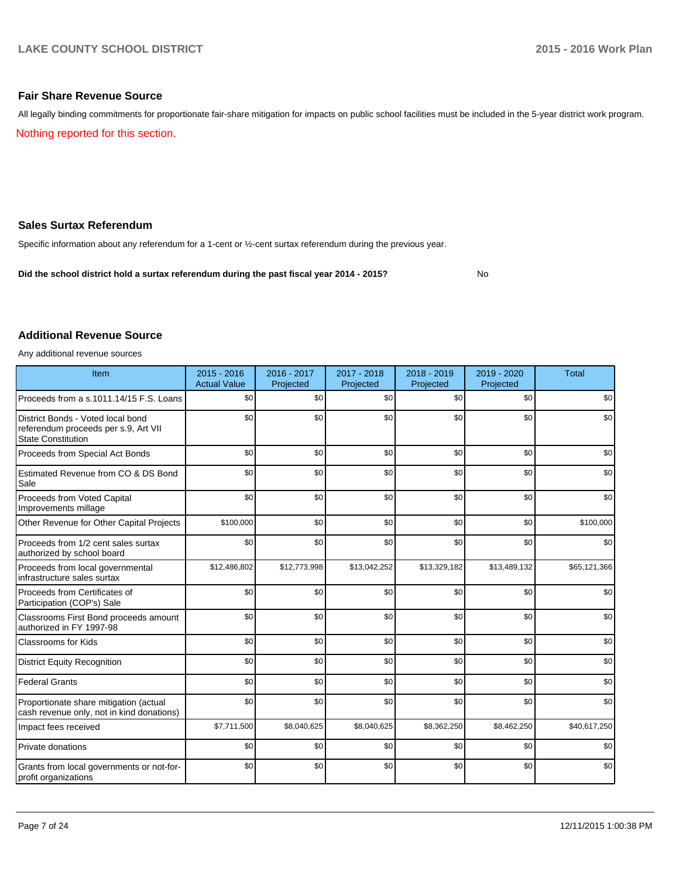## Fair Share Revenue Source

All legally binding commitments for proportionate fair-share mitigation for impacts on public school facilities must be included in the 5-year district work program.

Nothing reported for this section.

## Sales Surtax Referendum

Specific information about any referendum for a 1-cent or ½-cent surtax referendum during the previous year.

**Did the school district hold a surtax referendum during the past fiscal year 2014 - 2015?** No

## Additional Revenue Source

Any additional revenue sources

| Item | 2015 - 2016 Actual Value | 2016 - 2017 Projected | 2017 - 2018 Projected | 2018 - 2019 Projected | 2019 - 2020 Projected | Total |
|---|---|---|---|---|---|---|
| Proceeds from a s.1011.14/15 F.S. Loans | $0 | $0 | $0 | $0 | $0 | $0 |
| District Bonds - Voted local bond referendum proceeds per s.9, Art VII State Constitution | $0 | $0 | $0 | $0 | $0 | $0 |
| Proceeds from Special Act Bonds | $0 | $0 | $0 | $0 | $0 | $0 |
| Estimated Revenue from CO & DS Bond Sale | $0 | $0 | $0 | $0 | $0 | $0 |
| Proceeds from Voted Capital Improvements millage | $0 | $0 | $0 | $0 | $0 | $0 |
| Other Revenue for Other Capital Projects | $100,000 | $0 | $0 | $0 | $0 | $100,000 |
| Proceeds from 1/2 cent sales surtax authorized by school board | $0 | $0 | $0 | $0 | $0 | $0 |
| Proceeds from local governmental infrastructure sales surtax | $12,486,802 | $12,773,998 | $13,042,252 | $13,329,182 | $13,489,132 | $65,121,366 |
| Proceeds from Certificates of Participation (COP's) Sale | $0 | $0 | $0 | $0 | $0 | $0 |
| Classrooms First Bond proceeds amount authorized in FY 1997-98 | $0 | $0 | $0 | $0 | $0 | $0 |
| Classrooms for Kids | $0 | $0 | $0 | $0 | $0 | $0 |
| District Equity Recognition | $0 | $0 | $0 | $0 | $0 | $0 |
| Federal Grants | $0 | $0 | $0 | $0 | $0 | $0 |
| Proportionate share mitigation (actual cash revenue only, not in kind donations) | $0 | $0 | $0 | $0 | $0 | $0 |
| Impact fees received | $7,711,500 | $8,040,625 | $8,040,625 | $8,362,250 | $8,462,250 | $40,617,250 |
| Private donations | $0 | $0 | $0 | $0 | $0 | $0 |
| Grants from local governments or not-for-profit organizations | $0 | $0 | $0 | $0 | $0 | $0 |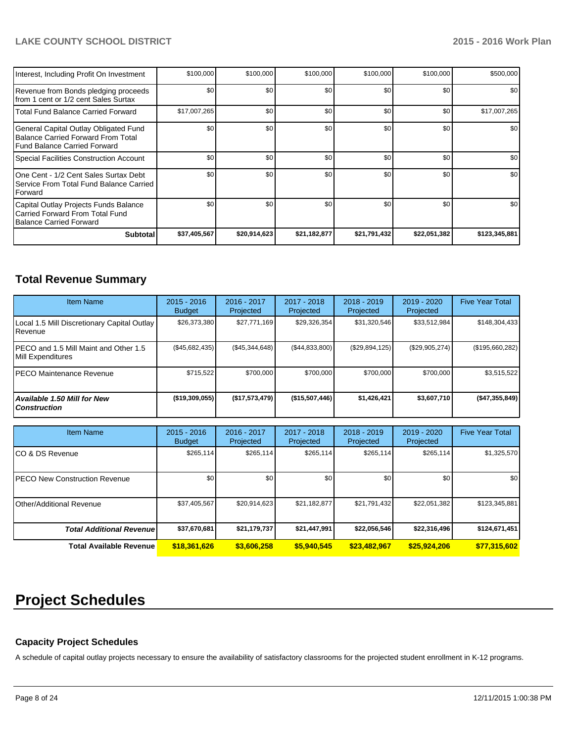| | | | | | | |
|---|---|---|---|---|---|---|
| Interest, Including Profit On Investment | $100,000 | $100,000 | $100,000 | $100,000 | $100,000 | $500,000 |
| Revenue from Bonds pledging proceeds from 1 cent or 1/2 cent Sales Surtax | $0 | $0 | $0 | $0 | $0 | $0 |
| Total Fund Balance Carried Forward | $17,007,265 | $0 | $0 | $0 | $0 | $17,007,265 |
| General Capital Outlay Obligated Fund Balance Carried Forward From Total Fund Balance Carried Forward | $0 | $0 | $0 | $0 | $0 | $0 |
| Special Facilities Construction Account | $0 | $0 | $0 | $0 | $0 | $0 |
| One Cent - 1/2 Cent Sales Surtax Debt Service From Total Fund Balance Carried Forward | $0 | $0 | $0 | $0 | $0 | $0 |
| Capital Outlay Projects Funds Balance Carried Forward From Total Fund Balance Carried Forward | $0 | $0 | $0 | $0 | $0 | $0 |
| **Subtotal** | **$37,405,567** | **$20,914,623** | **$21,182,877** | **$21,791,432** | **$22,051,382** | **$123,345,881** |

## Total Revenue Summary

| Item Name | 2015 - 2016 Budget | 2016 - 2017 Projected | 2017 - 2018 Projected | 2018 - 2019 Projected | 2019 - 2020 Projected | Five Year Total |
|---|---|---|---|---|---|---|
| Local 1.5 Mill Discretionary Capital Outlay Revenue | $26,373,380 | $27,771,169 | $29,326,354 | $31,320,546 | $33,512,984 | $148,304,433 |
| PECO and 1.5 Mill Maint and Other 1.5 Mill Expenditures | ($45,682,435) | ($45,344,648) | ($44,833,800) | ($29,894,125) | ($29,905,274) | ($195,660,282) |
| PECO Maintenance Revenue | $715,522 | $700,000 | $700,000 | $700,000 | $700,000 | $3,515,522 |
| ***Available 1.50 Mill for New Construction*** | **($19,309,055)** | **($17,573,479)** | **($15,507,446)** | **$1,426,421** | **$3,607,710** | **($47,355,849)** |

| Item Name | 2015 - 2016 Budget | 2016 - 2017 Projected | 2017 - 2018 Projected | 2018 - 2019 Projected | 2019 - 2020 Projected | Five Year Total |
|---|---|---|---|---|---|---|
| CO & DS Revenue | $265,114 | $265,114 | $265,114 | $265,114 | $265,114 | $1,325,570 |
| PECO New Construction Revenue | $0 | $0 | $0 | $0 | $0 | $0 |
| Other/Additional Revenue | $37,405,567 | $20,914,623 | $21,182,877 | $21,791,432 | $22,051,382 | $123,345,881 |
| ***Total Additional Revenue*** | **$37,670,681** | **$21,179,737** | **$21,447,991** | **$22,056,546** | **$22,316,496** | **$124,671,451** |
| **Total Available Revenue** | **$18,361,626** | **$3,606,258** | **$5,940,545** | **$23,482,967** | **$25,924,206** | **$77,315,602** |

# Project Schedules

### Capacity Project Schedules

A schedule of capital outlay projects necessary to ensure the availability of satisfactory classrooms for the projected student enrollment in K-12 programs.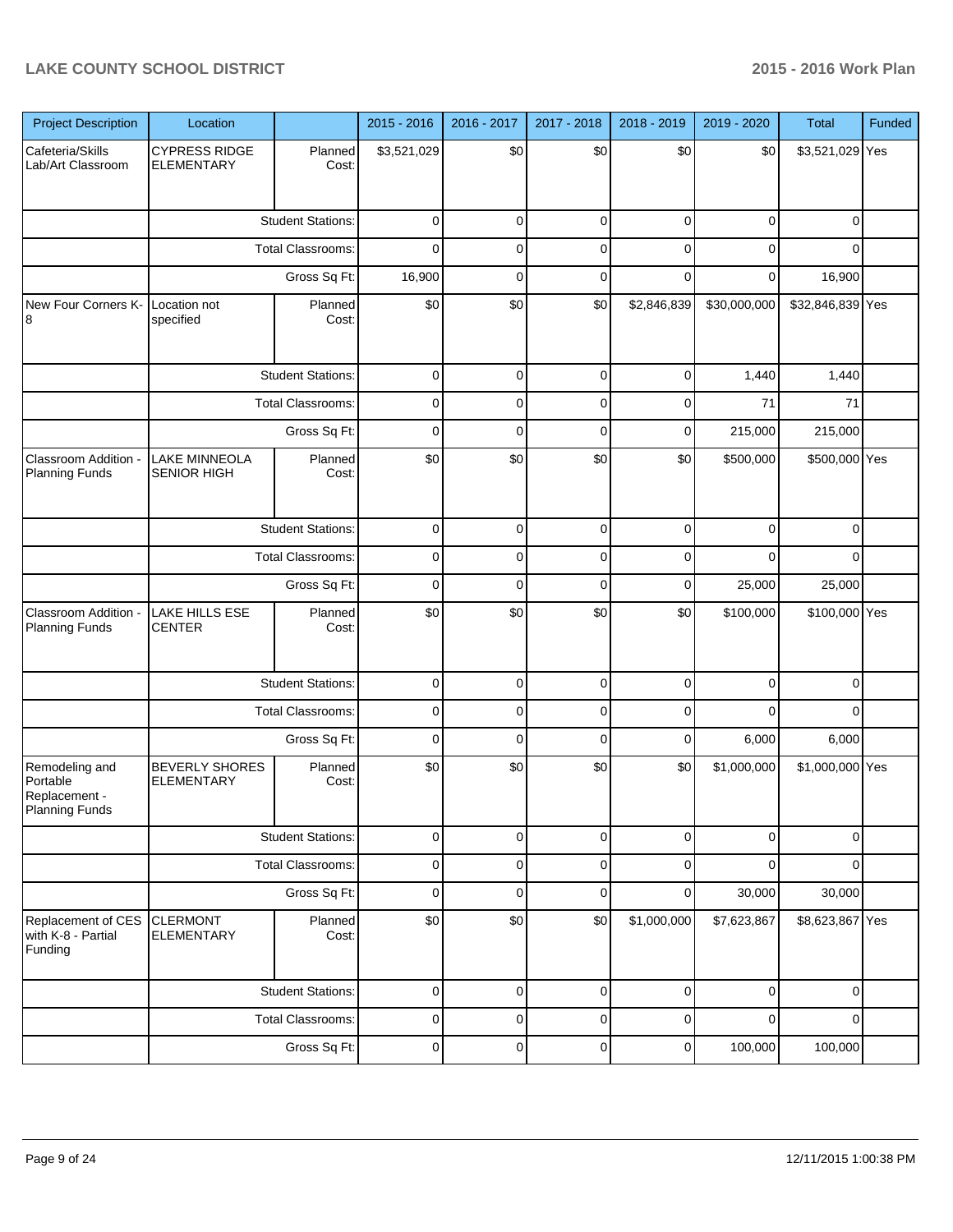| Project Description | Location | | 2015 - 2016 | 2016 - 2017 | 2017 - 2018 | 2018 - 2019 | 2019 - 2020 | Total | Funded |
|---|---|---|---|---|---|---|---|---|---|
| Cafeteria/Skills Lab/Art Classroom | CYPRESS RIDGE ELEMENTARY | Planned Cost: | $3,521,029 | $0 | $0 | $0 | $0 | $3,521,029 | Yes |
| | | Student Stations: | 0 | 0 | 0 | 0 | 0 | 0 | |
| | | Total Classrooms: | 0 | 0 | 0 | 0 | 0 | 0 | |
| | | Gross Sq Ft: | 16,900 | 0 | 0 | 0 | 0 | 16,900 | |
| New Four Corners K-8 | Location not specified | Planned Cost: | $0 | $0 | $0 | $2,846,839 | $30,000,000 | $32,846,839 | Yes |
| | | Student Stations: | 0 | 0 | 0 | 0 | 1,440 | 1,440 | |
| | | Total Classrooms: | 0 | 0 | 0 | 0 | 71 | 71 | |
| | | Gross Sq Ft: | 0 | 0 | 0 | 0 | 215,000 | 215,000 | |
| Classroom Addition - Planning Funds | LAKE MINNEOLA SENIOR HIGH | Planned Cost: | $0 | $0 | $0 | $0 | $500,000 | $500,000 | Yes |
| | | Student Stations: | 0 | 0 | 0 | 0 | 0 | 0 | |
| | | Total Classrooms: | 0 | 0 | 0 | 0 | 0 | 0 | |
| | | Gross Sq Ft: | 0 | 0 | 0 | 0 | 25,000 | 25,000 | |
| Classroom Addition - Planning Funds | LAKE HILLS ESE CENTER | Planned Cost: | $0 | $0 | $0 | $0 | $100,000 | $100,000 | Yes |
| | | Student Stations: | 0 | 0 | 0 | 0 | 0 | 0 | |
| | | Total Classrooms: | 0 | 0 | 0 | 0 | 0 | 0 | |
| | | Gross Sq Ft: | 0 | 0 | 0 | 0 | 6,000 | 6,000 | |
| Remodeling and Portable Replacement - Planning Funds | BEVERLY SHORES ELEMENTARY | Planned Cost: | $0 | $0 | $0 | $0 | $1,000,000 | $1,000,000 | Yes |
| | | Student Stations: | 0 | 0 | 0 | 0 | 0 | 0 | |
| | | Total Classrooms: | 0 | 0 | 0 | 0 | 0 | 0 | |
| | | Gross Sq Ft: | 0 | 0 | 0 | 0 | 30,000 | 30,000 | |
| Replacement of CES with K-8 - Partial Funding | CLERMONT ELEMENTARY | Planned Cost: | $0 | $0 | $0 | $1,000,000 | $7,623,867 | $8,623,867 | Yes |
| | | Student Stations: | 0 | 0 | 0 | 0 | 0 | 0 | |
| | | Total Classrooms: | 0 | 0 | 0 | 0 | 0 | 0 | |
| | | Gross Sq Ft: | 0 | 0 | 0 | 0 | 100,000 | 100,000 | |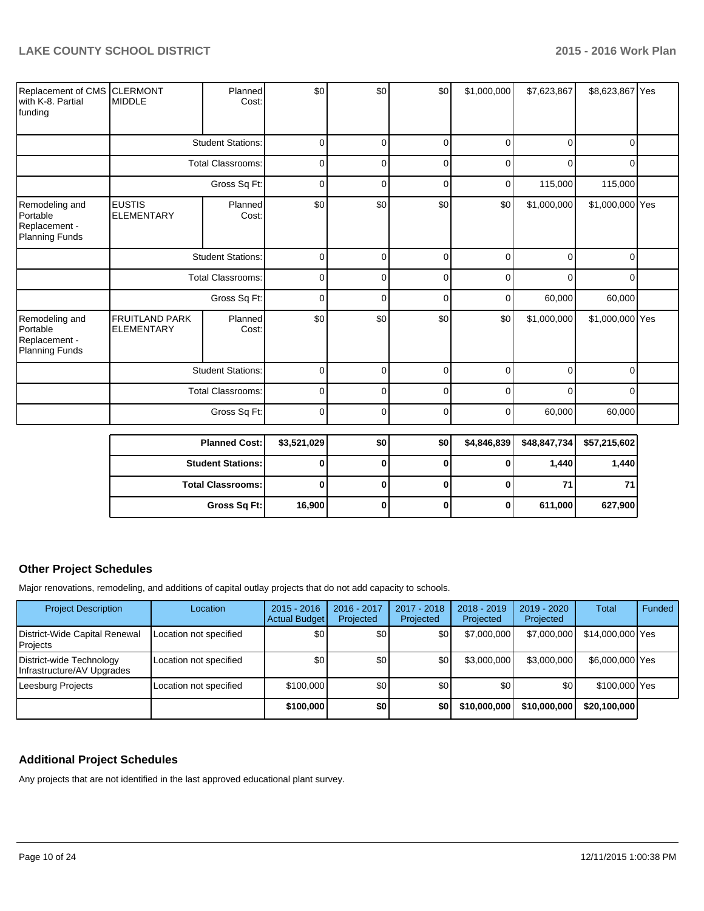| | | | | | | | | | |
|---|---|---|---|---|---|---|---|---|---|
| Replacement of CMS with K-8. Partial funding | CLERMONT MIDDLE | Planned Cost: | $0 | $0 | $0 | $1,000,000 | $7,623,867 | $8,623,867 | Yes |
| | | Student Stations: | 0 | 0 | 0 | 0 | 0 | 0 | |
| | | Total Classrooms: | 0 | 0 | 0 | 0 | 0 | 0 | |
| | | Gross Sq Ft: | 0 | 0 | 0 | 0 | 115,000 | 115,000 | |
| Remodeling and Portable Replacement - Planning Funds | EUSTIS ELEMENTARY | Planned Cost: | $0 | $0 | $0 | $0 | $1,000,000 | $1,000,000 | Yes |
| | | Student Stations: | 0 | 0 | 0 | 0 | 0 | 0 | |
| | | Total Classrooms: | 0 | 0 | 0 | 0 | 0 | 0 | |
| | | Gross Sq Ft: | 0 | 0 | 0 | 0 | 60,000 | 60,000 | |
| Remodeling and Portable Replacement - Planning Funds | FRUITLAND PARK ELEMENTARY | Planned Cost: | $0 | $0 | $0 | $0 | $1,000,000 | $1,000,000 | Yes |
| | | Student Stations: | 0 | 0 | 0 | 0 | 0 | 0 | |
| | | Total Classrooms: | 0 | 0 | 0 | 0 | 0 | 0 | |
| | | Gross Sq Ft: | 0 | 0 | 0 | 0 | 60,000 | 60,000 | |

| | | | | | | |
|---|---|---|---|---|---|---|
| **Planned Cost:** | **$3,521,029** | **$0** | **$0** | **$4,846,839** | **$48,847,734** | **$57,215,602** |
| **Student Stations:** | **0** | **0** | **0** | **0** | **1,440** | **1,440** |
| **Total Classrooms:** | **0** | **0** | **0** | **0** | **71** | **71** |
| **Gross Sq Ft:** | **16,900** | **0** | **0** | **0** | **611,000** | **627,900** |

## Other Project Schedules

Major renovations, remodeling, and additions of capital outlay projects that do not add capacity to schools.

| Project Description | Location | 2015 - 2016 Actual Budget | 2016 - 2017 Projected | 2017 - 2018 Projected | 2018 - 2019 Projected | 2019 - 2020 Projected | Total | Funded |
|---|---|---|---|---|---|---|---|---|
| District-Wide Capital Renewal Projects | Location not specified | $0 | $0 | $0 | $7,000,000 | $7,000,000 | $14,000,000 | Yes |
| District-wide Technology Infrastructure/AV Upgrades | Location not specified | $0 | $0 | $0 | $3,000,000 | $3,000,000 | $6,000,000 | Yes |
| Leesburg Projects | Location not specified | $100,000 | $0 | $0 | $0 | $0 | $100,000 | Yes |
| | | **$100,000** | **$0** | **$0** | **$10,000,000** | **$10,000,000** | **$20,100,000** | |

## Additional Project Schedules

Any projects that are not identified in the last approved educational plant survey.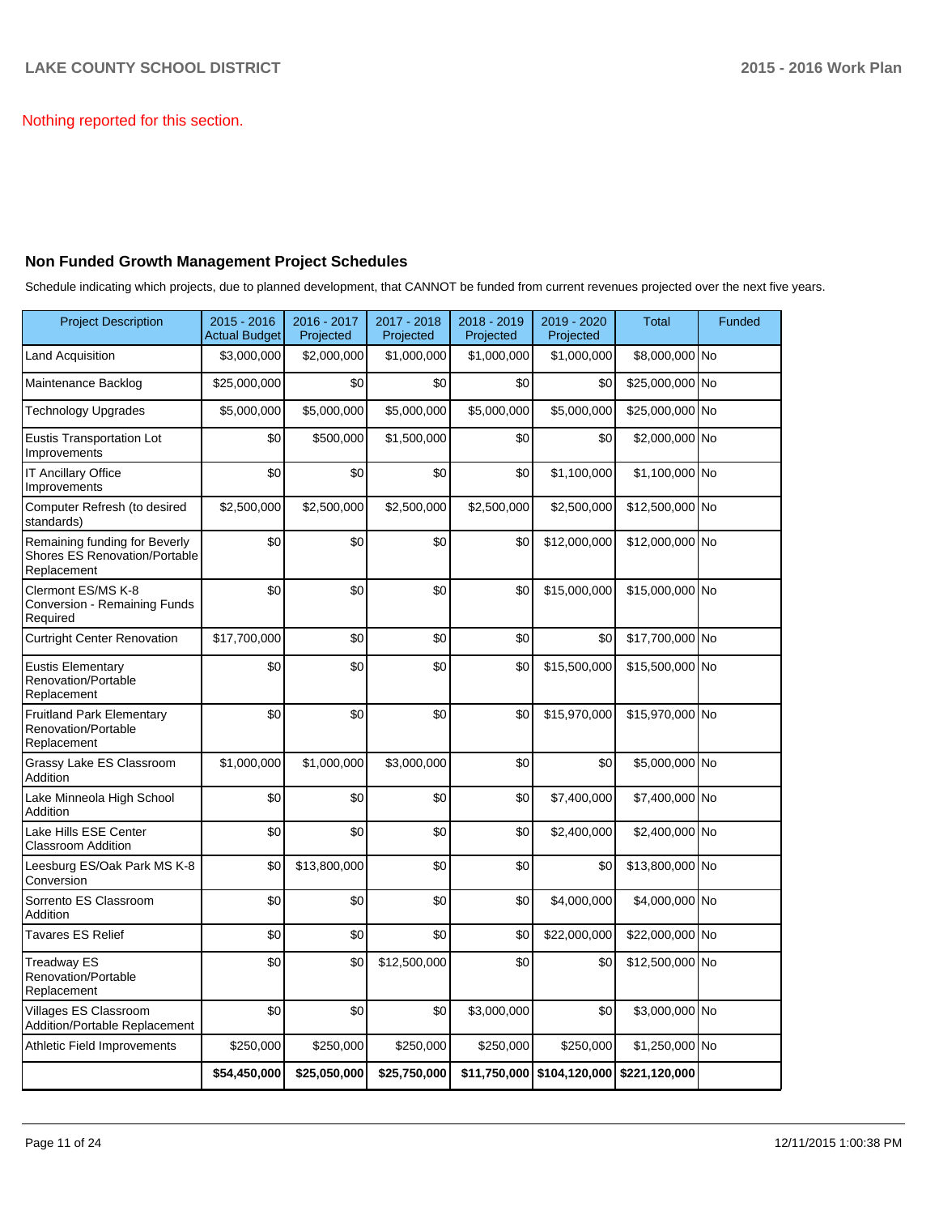Nothing reported for this section.

## Non Funded Growth Management Project Schedules

Schedule indicating which projects, due to planned development, that CANNOT be funded from current revenues projected over the next five years.

| Project Description | 2015 - 2016 Actual Budget | 2016 - 2017 Projected | 2017 - 2018 Projected | 2018 - 2019 Projected | 2019 - 2020 Projected | Total | Funded |
|---|---|---|---|---|---|---|---|
| Land Acquisition | $3,000,000 | $2,000,000 | $1,000,000 | $1,000,000 | $1,000,000 | $8,000,000 | No |
| Maintenance Backlog | $25,000,000 | $0 | $0 | $0 | $0 | $25,000,000 | No |
| Technology Upgrades | $5,000,000 | $5,000,000 | $5,000,000 | $5,000,000 | $5,000,000 | $25,000,000 | No |
| Eustis Transportation Lot Improvements | $0 | $500,000 | $1,500,000 | $0 | $0 | $2,000,000 | No |
| IT Ancillary Office Improvements | $0 | $0 | $0 | $0 | $1,100,000 | $1,100,000 | No |
| Computer Refresh (to desired standards) | $2,500,000 | $2,500,000 | $2,500,000 | $2,500,000 | $2,500,000 | $12,500,000 | No |
| Remaining funding for Beverly Shores ES Renovation/Portable Replacement | $0 | $0 | $0 | $0 | $12,000,000 | $12,000,000 | No |
| Clermont ES/MS K-8 Conversion - Remaining Funds Required | $0 | $0 | $0 | $0 | $15,000,000 | $15,000,000 | No |
| Curtright Center Renovation | $17,700,000 | $0 | $0 | $0 | $0 | $17,700,000 | No |
| Eustis Elementary Renovation/Portable Replacement | $0 | $0 | $0 | $0 | $15,500,000 | $15,500,000 | No |
| Fruitland Park Elementary Renovation/Portable Replacement | $0 | $0 | $0 | $0 | $15,970,000 | $15,970,000 | No |
| Grassy Lake ES Classroom Addition | $1,000,000 | $1,000,000 | $3,000,000 | $0 | $0 | $5,000,000 | No |
| Lake Minneola High School Addition | $0 | $0 | $0 | $0 | $7,400,000 | $7,400,000 | No |
| Lake Hills ESE Center Classroom Addition | $0 | $0 | $0 | $0 | $2,400,000 | $2,400,000 | No |
| Leesburg ES/Oak Park MS K-8 Conversion | $0 | $13,800,000 | $0 | $0 | $0 | $13,800,000 | No |
| Sorrento ES Classroom Addition | $0 | $0 | $0 | $0 | $4,000,000 | $4,000,000 | No |
| Tavares ES Relief | $0 | $0 | $0 | $0 | $22,000,000 | $22,000,000 | No |
| Treadway ES Renovation/Portable Replacement | $0 | $0 | $12,500,000 | $0 | $0 | $12,500,000 | No |
| Villages ES Classroom Addition/Portable Replacement | $0 | $0 | $0 | $3,000,000 | $0 | $3,000,000 | No |
| Athletic Field Improvements | $250,000 | $250,000 | $250,000 | $250,000 | $250,000 | $1,250,000 | No |
| | **$54,450,000** | **$25,050,000** | **$25,750,000** | **$11,750,000** | **$104,120,000** | **$221,120,000** | |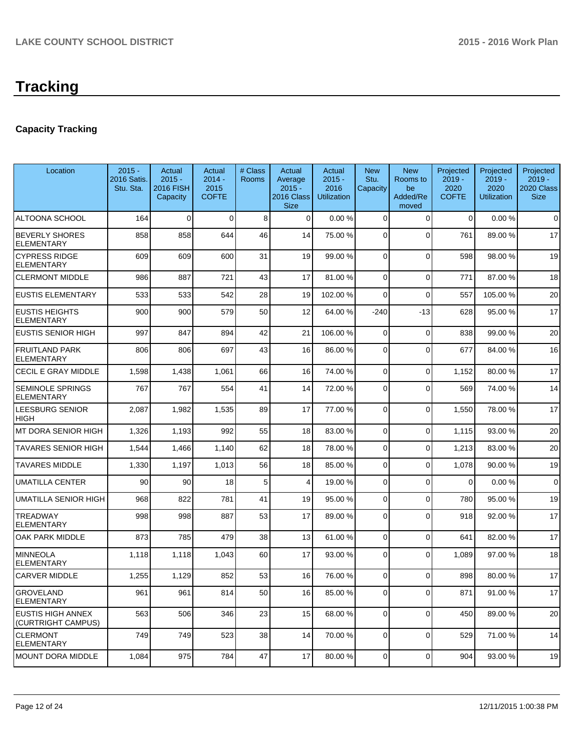# Tracking

## Capacity Tracking

| Location | 2015 - 2016 Satis. Stu. Sta. | Actual 2015 - 2016 FISH Capacity | Actual 2014 - 2015 COFTE | # Class Rooms | Actual Average 2015 - 2016 Class Size | Actual 2015 - 2016 Utilization | New Stu. Capacity | New Rooms to be Added/Removed | Projected 2019 - 2020 COFTE | Projected 2019 - 2020 Utilization | Projected 2019 - 2020 Class Size |
|---|---|---|---|---|---|---|---|---|---|---|---|
| ALTOONA SCHOOL | 164 | 0 | 0 | 8 | 0 | 0.00 % | 0 | 0 | 0 | 0.00 % | 0 |
| BEVERLY SHORES ELEMENTARY | 858 | 858 | 644 | 46 | 14 | 75.00 % | 0 | 0 | 761 | 89.00 % | 17 |
| CYPRESS RIDGE ELEMENTARY | 609 | 609 | 600 | 31 | 19 | 99.00 % | 0 | 0 | 598 | 98.00 % | 19 |
| CLERMONT MIDDLE | 986 | 887 | 721 | 43 | 17 | 81.00 % | 0 | 0 | 771 | 87.00 % | 18 |
| EUSTIS ELEMENTARY | 533 | 533 | 542 | 28 | 19 | 102.00 % | 0 | 0 | 557 | 105.00 % | 20 |
| EUSTIS HEIGHTS ELEMENTARY | 900 | 900 | 579 | 50 | 12 | 64.00 % | -240 | -13 | 628 | 95.00 % | 17 |
| EUSTIS SENIOR HIGH | 997 | 847 | 894 | 42 | 21 | 106.00 % | 0 | 0 | 838 | 99.00 % | 20 |
| FRUITLAND PARK ELEMENTARY | 806 | 806 | 697 | 43 | 16 | 86.00 % | 0 | 0 | 677 | 84.00 % | 16 |
| CECIL E GRAY MIDDLE | 1,598 | 1,438 | 1,061 | 66 | 16 | 74.00 % | 0 | 0 | 1,152 | 80.00 % | 17 |
| SEMINOLE SPRINGS ELEMENTARY | 767 | 767 | 554 | 41 | 14 | 72.00 % | 0 | 0 | 569 | 74.00 % | 14 |
| LEESBURG SENIOR HIGH | 2,087 | 1,982 | 1,535 | 89 | 17 | 77.00 % | 0 | 0 | 1,550 | 78.00 % | 17 |
| MT DORA SENIOR HIGH | 1,326 | 1,193 | 992 | 55 | 18 | 83.00 % | 0 | 0 | 1,115 | 93.00 % | 20 |
| TAVARES SENIOR HIGH | 1,544 | 1,466 | 1,140 | 62 | 18 | 78.00 % | 0 | 0 | 1,213 | 83.00 % | 20 |
| TAVARES MIDDLE | 1,330 | 1,197 | 1,013 | 56 | 18 | 85.00 % | 0 | 0 | 1,078 | 90.00 % | 19 |
| UMATILLA CENTER | 90 | 90 | 18 | 5 | 4 | 19.00 % | 0 | 0 | 0 | 0.00 % | 0 |
| UMATILLA SENIOR HIGH | 968 | 822 | 781 | 41 | 19 | 95.00 % | 0 | 0 | 780 | 95.00 % | 19 |
| TREADWAY ELEMENTARY | 998 | 998 | 887 | 53 | 17 | 89.00 % | 0 | 0 | 918 | 92.00 % | 17 |
| OAK PARK MIDDLE | 873 | 785 | 479 | 38 | 13 | 61.00 % | 0 | 0 | 641 | 82.00 % | 17 |
| MINNEOLA ELEMENTARY | 1,118 | 1,118 | 1,043 | 60 | 17 | 93.00 % | 0 | 0 | 1,089 | 97.00 % | 18 |
| CARVER MIDDLE | 1,255 | 1,129 | 852 | 53 | 16 | 76.00 % | 0 | 0 | 898 | 80.00 % | 17 |
| GROVELAND ELEMENTARY | 961 | 961 | 814 | 50 | 16 | 85.00 % | 0 | 0 | 871 | 91.00 % | 17 |
| EUSTIS HIGH ANNEX (CURTRIGHT CAMPUS) | 563 | 506 | 346 | 23 | 15 | 68.00 % | 0 | 0 | 450 | 89.00 % | 20 |
| CLERMONT ELEMENTARY | 749 | 749 | 523 | 38 | 14 | 70.00 % | 0 | 0 | 529 | 71.00 % | 14 |
| MOUNT DORA MIDDLE | 1,084 | 975 | 784 | 47 | 17 | 80.00 % | 0 | 0 | 904 | 93.00 % | 19 |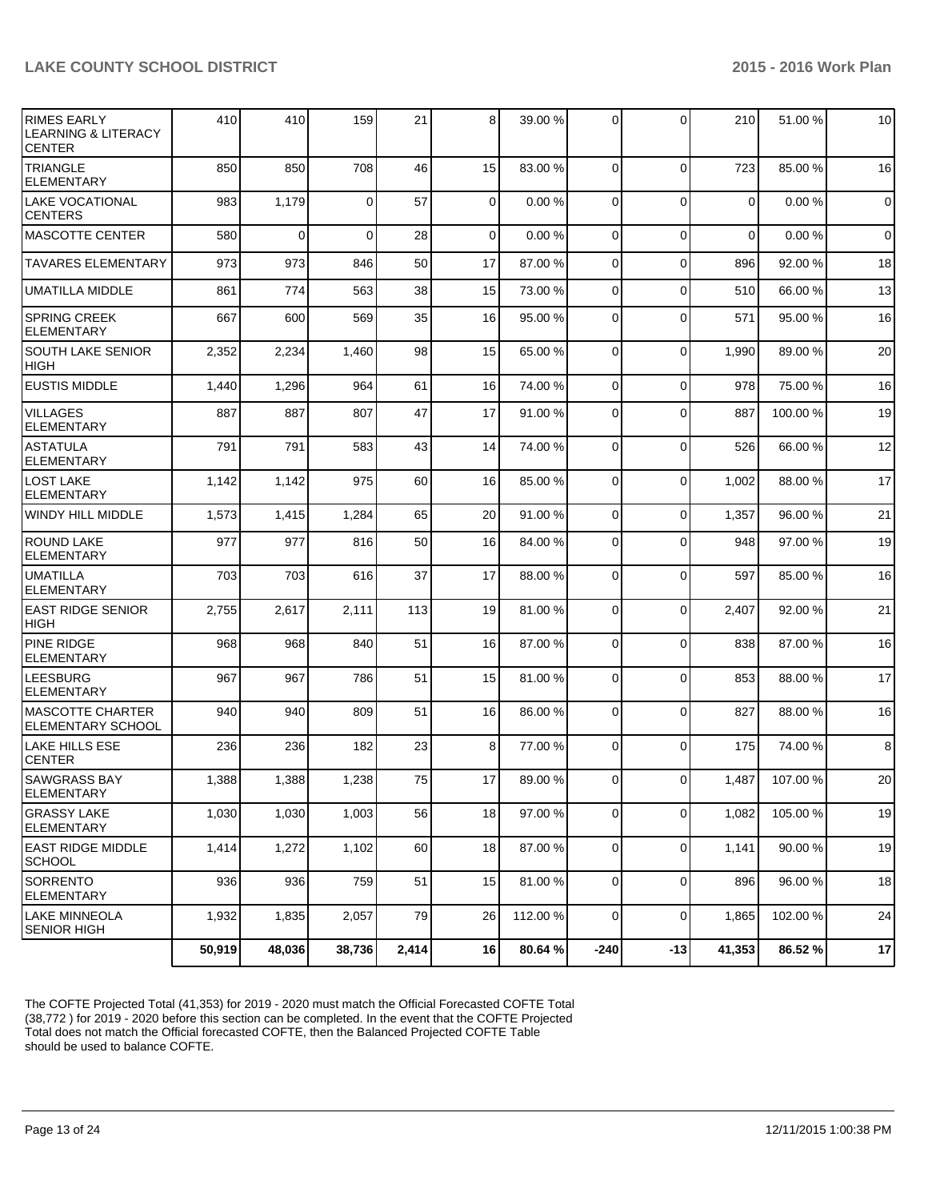| | | | | | | | | | | | |
|---|---|---|---|---|---|---|---|---|---|---|---|
| RIMES EARLY LEARNING & LITERACY CENTER | 410 | 410 | 159 | 21 | 8 | 39.00 % | 0 | 0 | 210 | 51.00 % | 10 |
| TRIANGLE ELEMENTARY | 850 | 850 | 708 | 46 | 15 | 83.00 % | 0 | 0 | 723 | 85.00 % | 16 |
| LAKE VOCATIONAL CENTERS | 983 | 1,179 | 0 | 57 | 0 | 0.00 % | 0 | 0 | 0 | 0.00 % | 0 |
| MASCOTTE CENTER | 580 | 0 | 0 | 28 | 0 | 0.00 % | 0 | 0 | 0 | 0.00 % | 0 |
| TAVARES ELEMENTARY | 973 | 973 | 846 | 50 | 17 | 87.00 % | 0 | 0 | 896 | 92.00 % | 18 |
| UMATILLA MIDDLE | 861 | 774 | 563 | 38 | 15 | 73.00 % | 0 | 0 | 510 | 66.00 % | 13 |
| SPRING CREEK ELEMENTARY | 667 | 600 | 569 | 35 | 16 | 95.00 % | 0 | 0 | 571 | 95.00 % | 16 |
| SOUTH LAKE SENIOR HIGH | 2,352 | 2,234 | 1,460 | 98 | 15 | 65.00 % | 0 | 0 | 1,990 | 89.00 % | 20 |
| EUSTIS MIDDLE | 1,440 | 1,296 | 964 | 61 | 16 | 74.00 % | 0 | 0 | 978 | 75.00 % | 16 |
| VILLAGES ELEMENTARY | 887 | 887 | 807 | 47 | 17 | 91.00 % | 0 | 0 | 887 | 100.00 % | 19 |
| ASTATULA ELEMENTARY | 791 | 791 | 583 | 43 | 14 | 74.00 % | 0 | 0 | 526 | 66.00 % | 12 |
| LOST LAKE ELEMENTARY | 1,142 | 1,142 | 975 | 60 | 16 | 85.00 % | 0 | 0 | 1,002 | 88.00 % | 17 |
| WINDY HILL MIDDLE | 1,573 | 1,415 | 1,284 | 65 | 20 | 91.00 % | 0 | 0 | 1,357 | 96.00 % | 21 |
| ROUND LAKE ELEMENTARY | 977 | 977 | 816 | 50 | 16 | 84.00 % | 0 | 0 | 948 | 97.00 % | 19 |
| UMATILLA ELEMENTARY | 703 | 703 | 616 | 37 | 17 | 88.00 % | 0 | 0 | 597 | 85.00 % | 16 |
| EAST RIDGE SENIOR HIGH | 2,755 | 2,617 | 2,111 | 113 | 19 | 81.00 % | 0 | 0 | 2,407 | 92.00 % | 21 |
| PINE RIDGE ELEMENTARY | 968 | 968 | 840 | 51 | 16 | 87.00 % | 0 | 0 | 838 | 87.00 % | 16 |
| LEESBURG ELEMENTARY | 967 | 967 | 786 | 51 | 15 | 81.00 % | 0 | 0 | 853 | 88.00 % | 17 |
| MASCOTTE CHARTER ELEMENTARY SCHOOL | 940 | 940 | 809 | 51 | 16 | 86.00 % | 0 | 0 | 827 | 88.00 % | 16 |
| LAKE HILLS ESE CENTER | 236 | 236 | 182 | 23 | 8 | 77.00 % | 0 | 0 | 175 | 74.00 % | 8 |
| SAWGRASS BAY ELEMENTARY | 1,388 | 1,388 | 1,238 | 75 | 17 | 89.00 % | 0 | 0 | 1,487 | 107.00 % | 20 |
| GRASSY LAKE ELEMENTARY | 1,030 | 1,030 | 1,003 | 56 | 18 | 97.00 % | 0 | 0 | 1,082 | 105.00 % | 19 |
| EAST RIDGE MIDDLE SCHOOL | 1,414 | 1,272 | 1,102 | 60 | 18 | 87.00 % | 0 | 0 | 1,141 | 90.00 % | 19 |
| SORRENTO ELEMENTARY | 936 | 936 | 759 | 51 | 15 | 81.00 % | 0 | 0 | 896 | 96.00 % | 18 |
| LAKE MINNEOLA SENIOR HIGH | 1,932 | 1,835 | 2,057 | 79 | 26 | 112.00 % | 0 | 0 | 1,865 | 102.00 % | 24 |
| | **50,919** | **48,036** | **38,736** | **2,414** | **16** | **80.64 %** | **-240** | **-13** | **41,353** | **86.52 %** | **17** |

The COFTE Projected Total (41,353) for 2019 - 2020 must match the Official Forecasted COFTE Total (38,772 ) for 2019 - 2020 before this section can be completed. In the event that the COFTE Projected Total does not match the Official forecasted COFTE, then the Balanced Projected COFTE Table should be used to balance COFTE.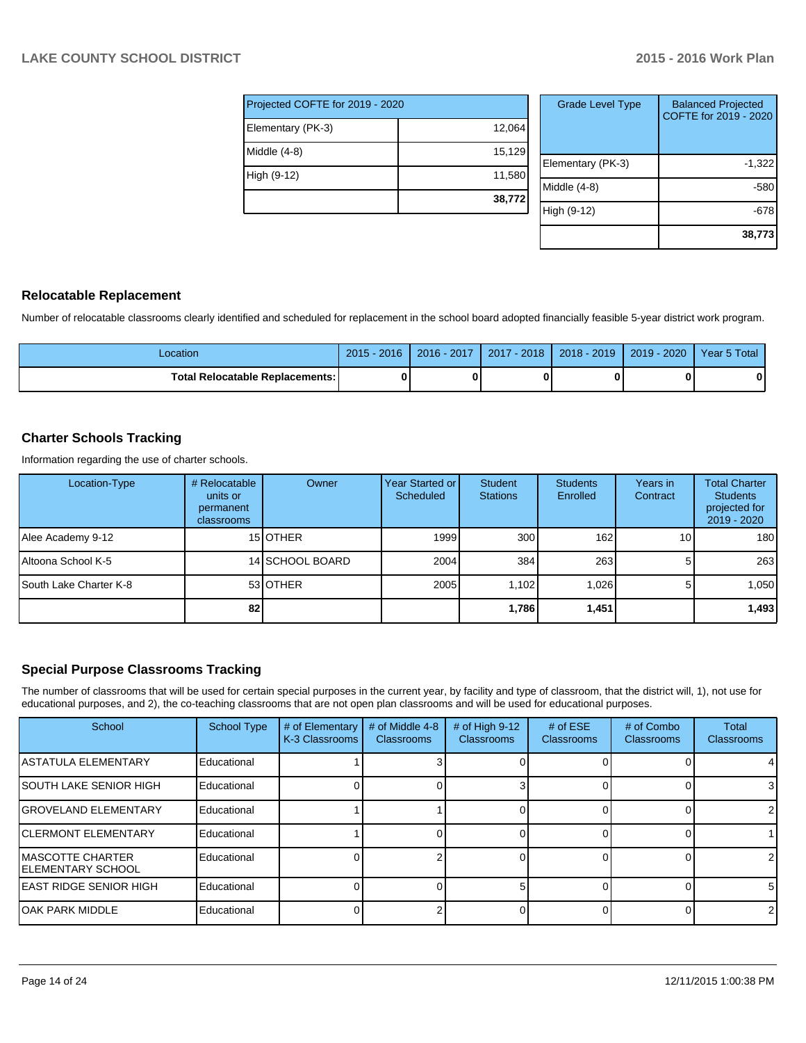| Projected COFTE for 2019 - 2020 | |
|---|---|
| Elementary (PK-3) | 12,064 |
| Middle (4-8) | 15,129 |
| High (9-12) | 11,580 |
| | **38,772** |

| Grade Level Type | Balanced Projected COFTE for 2019 - 2020 |
|---|---|
| Elementary (PK-3) | -1,322 |
| Middle (4-8) | -580 |
| High (9-12) | -678 |
| | **38,773** |

## Relocatable Replacement

Number of relocatable classrooms clearly identified and scheduled for replacement in the school board adopted financially feasible 5-year district work program.

| Location | 2015 - 2016 | 2016 - 2017 | 2017 - 2018 | 2018 - 2019 | 2019 - 2020 | Year 5 Total |
|---|---|---|---|---|---|---|
| **Total Relocatable Replacements:** | **0** | **0** | **0** | **0** | **0** | **0** |

## Charter Schools Tracking

Information regarding the use of charter schools.

| Location-Type | # Relocatable units or permanent classrooms | Owner | Year Started or Scheduled | Student Stations | Students Enrolled | Years in Contract | Total Charter Students projected for 2019 - 2020 |
|---|---|---|---|---|---|---|---|
| Alee Academy 9-12 | 15 | OTHER | 1999 | 300 | 162 | 10 | 180 |
| Altoona School K-5 | 14 | SCHOOL BOARD | 2004 | 384 | 263 | 5 | 263 |
| South Lake Charter K-8 | 53 | OTHER | 2005 | 1,102 | 1,026 | 5 | 1,050 |
| | **82** | | | **1,786** | **1,451** | | **1,493** |

## Special Purpose Classrooms Tracking

The number of classrooms that will be used for certain special purposes in the current year, by facility and type of classroom, that the district will, 1), not use for educational purposes, and 2), the co-teaching classrooms that are not open plan classrooms and will be used for educational purposes.

| School | School Type | # of Elementary K-3 Classrooms | # of Middle 4-8 Classrooms | # of High 9-12 Classrooms | # of ESE Classrooms | # of Combo Classrooms | Total Classrooms |
|---|---|---|---|---|---|---|---|
| ASTATULA ELEMENTARY | Educational | 1 | 3 | 0 | 0 | 0 | 4 |
| SOUTH LAKE SENIOR HIGH | Educational | 0 | 0 | 3 | 0 | 0 | 3 |
| GROVELAND ELEMENTARY | Educational | 1 | 1 | 0 | 0 | 0 | 2 |
| CLERMONT ELEMENTARY | Educational | 1 | 0 | 0 | 0 | 0 | 1 |
| MASCOTTE CHARTER ELEMENTARY SCHOOL | Educational | 0 | 2 | 0 | 0 | 0 | 2 |
| EAST RIDGE SENIOR HIGH | Educational | 0 | 0 | 5 | 0 | 0 | 5 |
| OAK PARK MIDDLE | Educational | 0 | 2 | 0 | 0 | 0 | 2 |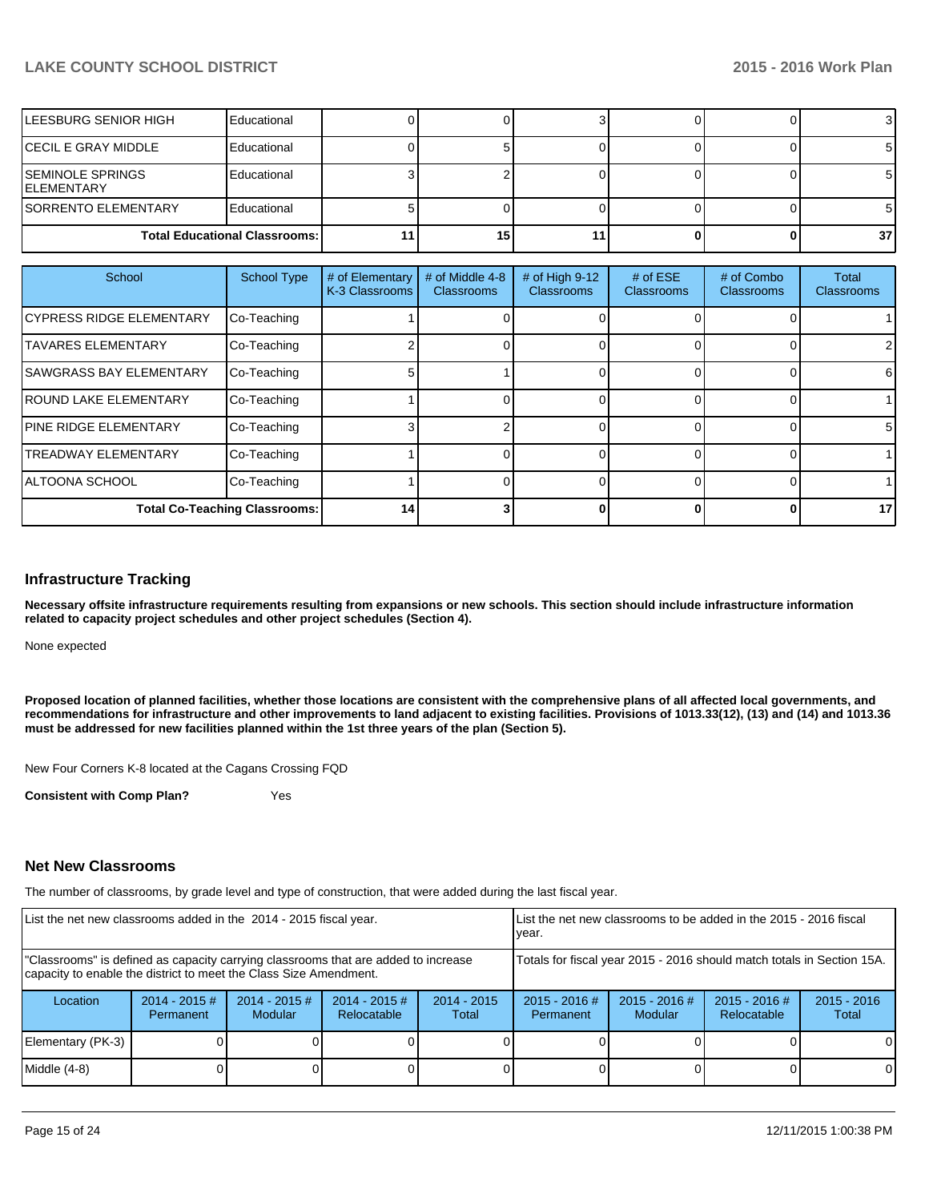| School | School Type | # of Elementary K-3 Classrooms | # of Middle 4-8 Classrooms | # of High 9-12 Classrooms | # of ESE Classrooms | # of Combo Classrooms | Total Classrooms |
|---|---|---|---|---|---|---|---|
| LEESBURG SENIOR HIGH | Educational | 0 | 0 | 3 | 0 | 0 | 3 |
| CECIL E GRAY MIDDLE | Educational | 0 | 5 | 0 | 0 | 0 | 5 |
| SEMINOLE SPRINGS ELEMENTARY | Educational | 3 | 2 | 0 | 0 | 0 | 5 |
| SORRENTO ELEMENTARY | Educational | 5 | 0 | 0 | 0 | 0 | 5 |
| Total Educational Classrooms: | | 11 | 15 | 11 | 0 | 0 | 37 |

| School | School Type | # of Elementary K-3 Classrooms | # of Middle 4-8 Classrooms | # of High 9-12 Classrooms | # of ESE Classrooms | # of Combo Classrooms | Total Classrooms |
|---|---|---|---|---|---|---|---|
| CYPRESS RIDGE ELEMENTARY | Co-Teaching | 1 | 0 | 0 | 0 | 0 | 1 |
| TAVARES ELEMENTARY | Co-Teaching | 2 | 0 | 0 | 0 | 0 | 2 |
| SAWGRASS BAY ELEMENTARY | Co-Teaching | 5 | 1 | 0 | 0 | 0 | 6 |
| ROUND LAKE ELEMENTARY | Co-Teaching | 1 | 0 | 0 | 0 | 0 | 1 |
| PINE RIDGE ELEMENTARY | Co-Teaching | 3 | 2 | 0 | 0 | 0 | 5 |
| TREADWAY ELEMENTARY | Co-Teaching | 1 | 0 | 0 | 0 | 0 | 1 |
| ALTOONA SCHOOL | Co-Teaching | 1 | 0 | 0 | 0 | 0 | 1 |
| Total Co-Teaching Classrooms: | | 14 | 3 | 0 | 0 | 0 | 17 |

## Infrastructure Tracking

**Necessary offsite infrastructure requirements resulting from expansions or new schools. This section should include infrastructure information related to capacity project schedules and other project schedules (Section 4).**

None expected

**Proposed location of planned facilities, whether those locations are consistent with the comprehensive plans of all affected local governments, and recommendations for infrastructure and other improvements to land adjacent to existing facilities. Provisions of 1013.33(12), (13) and (14) and 1013.36 must be addressed for new facilities planned within the 1st three years of the plan (Section 5).**

New Four Corners K-8 located at the Cagans Crossing FQD

**Consistent with Comp Plan?** Yes

## Net New Classrooms

The number of classrooms, by grade level and type of construction, that were added during the last fiscal year.

| List the net new classrooms added in the 2014 - 2015 fiscal year. | | | | | List the net new classrooms to be added in the 2015 - 2016 fiscal year. | | | |
|---|---|---|---|---|---|---|---|---|
| "Classrooms" is defined as capacity carrying classrooms that are added to increase capacity to enable the district to meet the Class Size Amendment. | | | | | Totals for fiscal year 2015 - 2016 should match totals in Section 15A. | | | |
| Location | 2014 - 2015 # Permanent | 2014 - 2015 # Modular | 2014 - 2015 # Relocatable | 2014 - 2015 Total | 2015 - 2016 # Permanent | 2015 - 2016 # Modular | 2015 - 2016 # Relocatable | 2015 - 2016 Total |
| Elementary (PK-3) | 0 | 0 | 0 | 0 | 0 | 0 | 0 | 0 |
| Middle (4-8) | 0 | 0 | 0 | 0 | 0 | 0 | 0 | 0 |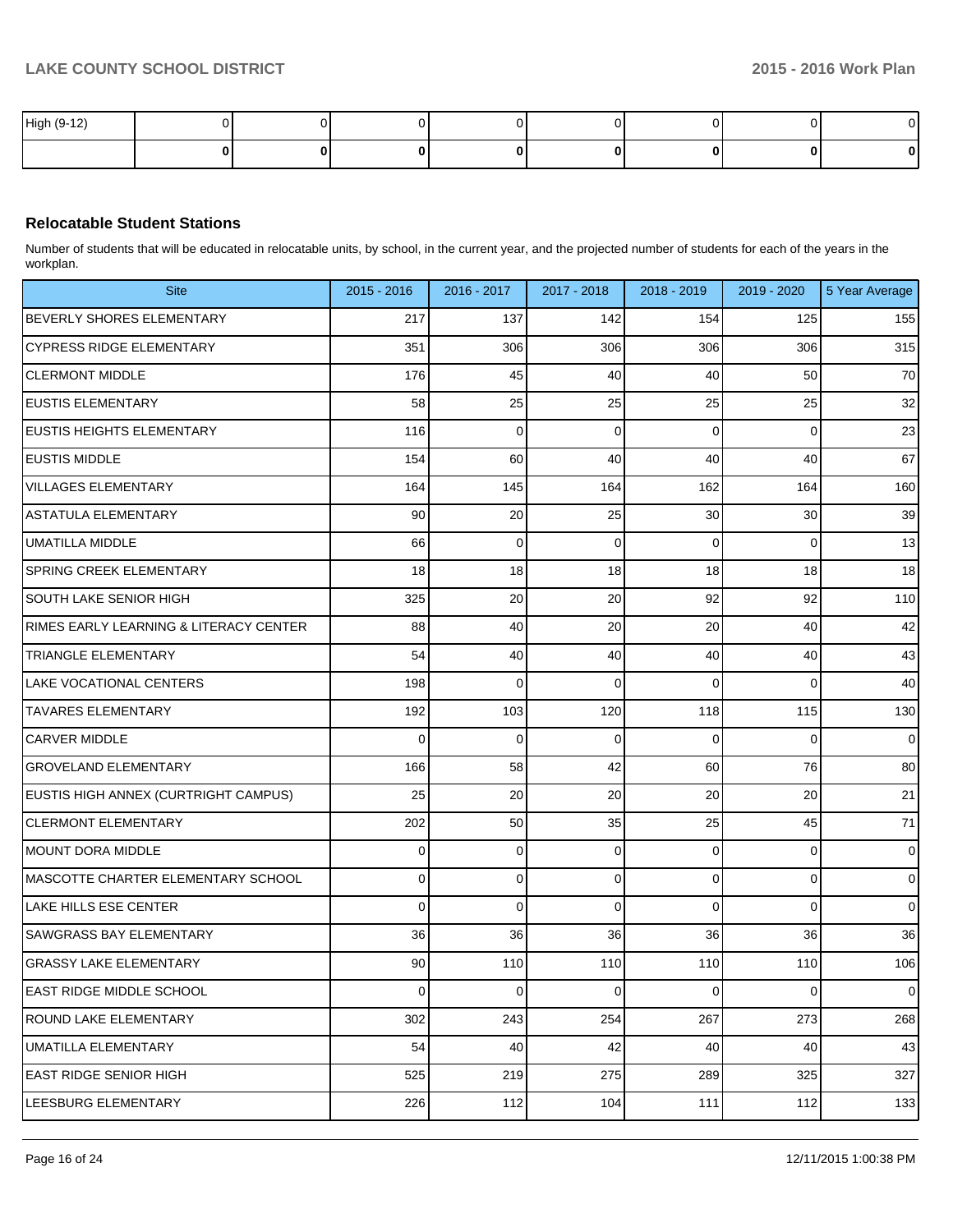| High (9-12) | 0 | 0 | 0 | 0 | 0 | 0 | 0 | 0 |
|---|---|---|---|---|---|---|---|---|
| | **0** | **0** | **0** | **0** | **0** | **0** | **0** | **0** |

### Relocatable Student Stations

Number of students that will be educated in relocatable units, by school, in the current year, and the projected number of students for each of the years in the workplan.

| Site | 2015 - 2016 | 2016 - 2017 | 2017 - 2018 | 2018 - 2019 | 2019 - 2020 | 5 Year Average |
|---|---|---|---|---|---|---|
| BEVERLY SHORES ELEMENTARY | 217 | 137 | 142 | 154 | 125 | 155 |
| CYPRESS RIDGE ELEMENTARY | 351 | 306 | 306 | 306 | 306 | 315 |
| CLERMONT MIDDLE | 176 | 45 | 40 | 40 | 50 | 70 |
| EUSTIS ELEMENTARY | 58 | 25 | 25 | 25 | 25 | 32 |
| EUSTIS HEIGHTS ELEMENTARY | 116 | 0 | 0 | 0 | 0 | 23 |
| EUSTIS MIDDLE | 154 | 60 | 40 | 40 | 40 | 67 |
| VILLAGES ELEMENTARY | 164 | 145 | 164 | 162 | 164 | 160 |
| ASTATULA ELEMENTARY | 90 | 20 | 25 | 30 | 30 | 39 |
| UMATILLA MIDDLE | 66 | 0 | 0 | 0 | 0 | 13 |
| SPRING CREEK ELEMENTARY | 18 | 18 | 18 | 18 | 18 | 18 |
| SOUTH LAKE SENIOR HIGH | 325 | 20 | 20 | 92 | 92 | 110 |
| RIMES EARLY LEARNING & LITERACY CENTER | 88 | 40 | 20 | 20 | 40 | 42 |
| TRIANGLE ELEMENTARY | 54 | 40 | 40 | 40 | 40 | 43 |
| LAKE VOCATIONAL CENTERS | 198 | 0 | 0 | 0 | 0 | 40 |
| TAVARES ELEMENTARY | 192 | 103 | 120 | 118 | 115 | 130 |
| CARVER MIDDLE | 0 | 0 | 0 | 0 | 0 | 0 |
| GROVELAND ELEMENTARY | 166 | 58 | 42 | 60 | 76 | 80 |
| EUSTIS HIGH ANNEX (CURTRIGHT CAMPUS) | 25 | 20 | 20 | 20 | 20 | 21 |
| CLERMONT ELEMENTARY | 202 | 50 | 35 | 25 | 45 | 71 |
| MOUNT DORA MIDDLE | 0 | 0 | 0 | 0 | 0 | 0 |
| MASCOTTE CHARTER ELEMENTARY SCHOOL | 0 | 0 | 0 | 0 | 0 | 0 |
| LAKE HILLS ESE CENTER | 0 | 0 | 0 | 0 | 0 | 0 |
| SAWGRASS BAY ELEMENTARY | 36 | 36 | 36 | 36 | 36 | 36 |
| GRASSY LAKE ELEMENTARY | 90 | 110 | 110 | 110 | 110 | 106 |
| EAST RIDGE MIDDLE SCHOOL | 0 | 0 | 0 | 0 | 0 | 0 |
| ROUND LAKE ELEMENTARY | 302 | 243 | 254 | 267 | 273 | 268 |
| UMATILLA ELEMENTARY | 54 | 40 | 42 | 40 | 40 | 43 |
| EAST RIDGE SENIOR HIGH | 525 | 219 | 275 | 289 | 325 | 327 |
| LEESBURG ELEMENTARY | 226 | 112 | 104 | 111 | 112 | 133 |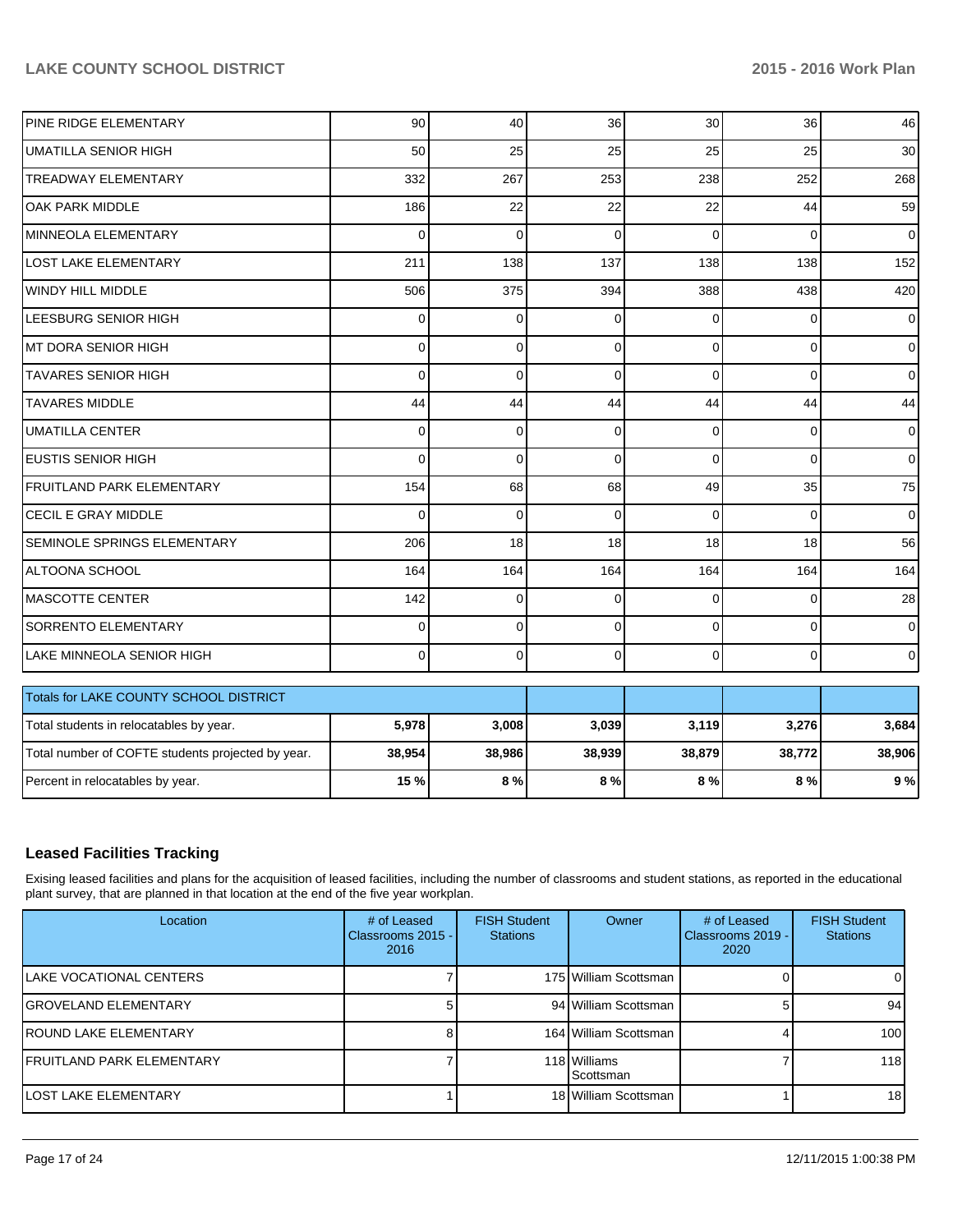| | | | | | | |
|---|---|---|---|---|---|---|
| PINE RIDGE ELEMENTARY | 90 | 40 | 36 | 30 | 36 | 46 |
| UMATILLA SENIOR HIGH | 50 | 25 | 25 | 25 | 25 | 30 |
| TREADWAY ELEMENTARY | 332 | 267 | 253 | 238 | 252 | 268 |
| OAK PARK MIDDLE | 186 | 22 | 22 | 22 | 44 | 59 |
| MINNEOLA ELEMENTARY | 0 | 0 | 0 | 0 | 0 | 0 |
| LOST LAKE ELEMENTARY | 211 | 138 | 137 | 138 | 138 | 152 |
| WINDY HILL MIDDLE | 506 | 375 | 394 | 388 | 438 | 420 |
| LEESBURG SENIOR HIGH | 0 | 0 | 0 | 0 | 0 | 0 |
| MT DORA SENIOR HIGH | 0 | 0 | 0 | 0 | 0 | 0 |
| TAVARES SENIOR HIGH | 0 | 0 | 0 | 0 | 0 | 0 |
| TAVARES MIDDLE | 44 | 44 | 44 | 44 | 44 | 44 |
| UMATILLA CENTER | 0 | 0 | 0 | 0 | 0 | 0 |
| EUSTIS SENIOR HIGH | 0 | 0 | 0 | 0 | 0 | 0 |
| FRUITLAND PARK ELEMENTARY | 154 | 68 | 68 | 49 | 35 | 75 |
| CECIL E GRAY MIDDLE | 0 | 0 | 0 | 0 | 0 | 0 |
| SEMINOLE SPRINGS ELEMENTARY | 206 | 18 | 18 | 18 | 18 | 56 |
| ALTOONA SCHOOL | 164 | 164 | 164 | 164 | 164 | 164 |
| MASCOTTE CENTER | 142 | 0 | 0 | 0 | 0 | 28 |
| SORRENTO ELEMENTARY | 0 | 0 | 0 | 0 | 0 | 0 |
| LAKE MINNEOLA SENIOR HIGH | 0 | 0 | 0 | 0 | 0 | 0 |

| Totals for LAKE COUNTY SCHOOL DISTRICT | | | | | | |
|---|---|---|---|---|---|---|
| Total students in relocatables by year. | **5,978** | **3,008** | **3,039** | **3,119** | **3,276** | **3,684** |
| Total number of COFTE students projected by year. | **38,954** | **38,986** | **38,939** | **38,879** | **38,772** | **38,906** |
| Percent in relocatables by year. | **15 %** | **8 %** | **8 %** | **8 %** | **8 %** | **9 %** |

## Leased Facilities Tracking

Exising leased facilities and plans for the acquisition of leased facilities, including the number of classrooms and student stations, as reported in the educational plant survey, that are planned in that location at the end of the five year workplan.

| Location | # of Leased Classrooms 2015 - 2016 | FISH Student Stations | Owner | # of Leased Classrooms 2019 - 2020 | FISH Student Stations |
|---|---|---|---|---|---|
| LAKE VOCATIONAL CENTERS | 7 | 175 | William Scottsman | 0 | 0 |
| GROVELAND ELEMENTARY | 5 | 94 | William Scottsman | 5 | 94 |
| ROUND LAKE ELEMENTARY | 8 | 164 | William Scottsman | 4 | 100 |
| FRUITLAND PARK ELEMENTARY | 7 | 118 | Williams Scottsman | 7 | 118 |
| LOST LAKE ELEMENTARY | 1 | 18 | William Scottsman | 1 | 18 |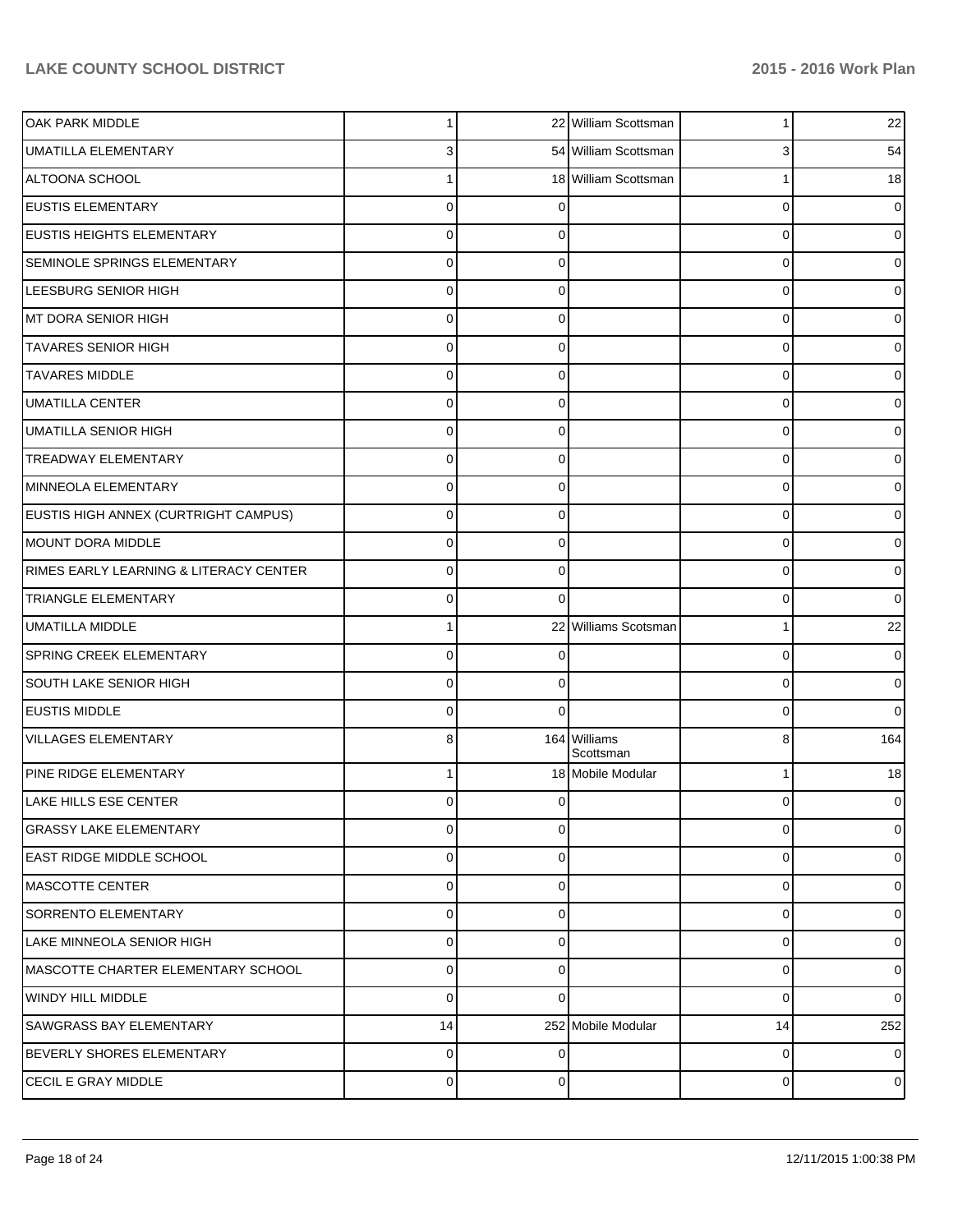| | | | | | |
|---|---|---|---|---|---|
| OAK PARK MIDDLE | 1 | 22 | William Scottsman | 1 | 22 |
| UMATILLA ELEMENTARY | 3 | 54 | William Scottsman | 3 | 54 |
| ALTOONA SCHOOL | 1 | 18 | William Scottsman | 1 | 18 |
| EUSTIS ELEMENTARY | 0 | 0 | | 0 | 0 |
| EUSTIS HEIGHTS ELEMENTARY | 0 | 0 | | 0 | 0 |
| SEMINOLE SPRINGS ELEMENTARY | 0 | 0 | | 0 | 0 |
| LEESBURG SENIOR HIGH | 0 | 0 | | 0 | 0 |
| MT DORA SENIOR HIGH | 0 | 0 | | 0 | 0 |
| TAVARES SENIOR HIGH | 0 | 0 | | 0 | 0 |
| TAVARES MIDDLE | 0 | 0 | | 0 | 0 |
| UMATILLA CENTER | 0 | 0 | | 0 | 0 |
| UMATILLA SENIOR HIGH | 0 | 0 | | 0 | 0 |
| TREADWAY ELEMENTARY | 0 | 0 | | 0 | 0 |
| MINNEOLA ELEMENTARY | 0 | 0 | | 0 | 0 |
| EUSTIS HIGH ANNEX (CURTRIGHT CAMPUS) | 0 | 0 | | 0 | 0 |
| MOUNT DORA MIDDLE | 0 | 0 | | 0 | 0 |
| RIMES EARLY LEARNING & LITERACY CENTER | 0 | 0 | | 0 | 0 |
| TRIANGLE ELEMENTARY | 0 | 0 | | 0 | 0 |
| UMATILLA MIDDLE | 1 | 22 | Williams Scotsman | 1 | 22 |
| SPRING CREEK ELEMENTARY | 0 | 0 | | 0 | 0 |
| SOUTH LAKE SENIOR HIGH | 0 | 0 | | 0 | 0 |
| EUSTIS MIDDLE | 0 | 0 | | 0 | 0 |
| VILLAGES ELEMENTARY | 8 | 164 | Williams Scottsman | 8 | 164 |
| PINE RIDGE ELEMENTARY | 1 | 18 | Mobile Modular | 1 | 18 |
| LAKE HILLS ESE CENTER | 0 | 0 | | 0 | 0 |
| GRASSY LAKE ELEMENTARY | 0 | 0 | | 0 | 0 |
| EAST RIDGE MIDDLE SCHOOL | 0 | 0 | | 0 | 0 |
| MASCOTTE CENTER | 0 | 0 | | 0 | 0 |
| SORRENTO ELEMENTARY | 0 | 0 | | 0 | 0 |
| LAKE MINNEOLA SENIOR HIGH | 0 | 0 | | 0 | 0 |
| MASCOTTE CHARTER ELEMENTARY SCHOOL | 0 | 0 | | 0 | 0 |
| WINDY HILL MIDDLE | 0 | 0 | | 0 | 0 |
| SAWGRASS BAY ELEMENTARY | 14 | 252 | Mobile Modular | 14 | 252 |
| BEVERLY SHORES ELEMENTARY | 0 | 0 | | 0 | 0 |
| CECIL E GRAY MIDDLE | 0 | 0 | | 0 | 0 |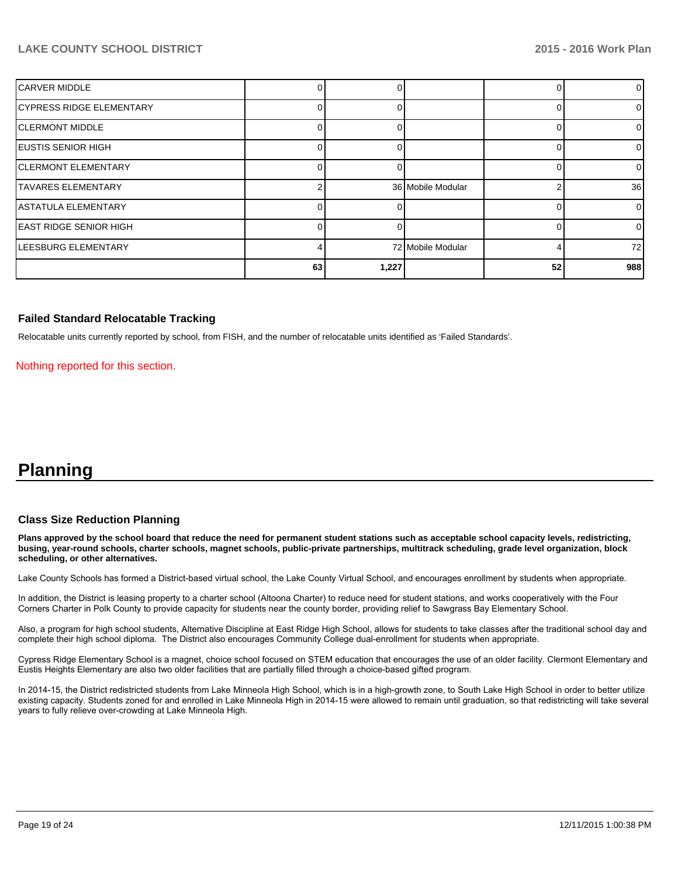| | | | | | |
|---|---|---|---|---|---|
| CARVER MIDDLE | 0 | 0 | | 0 | 0 |
| CYPRESS RIDGE ELEMENTARY | 0 | 0 | | 0 | 0 |
| CLERMONT MIDDLE | 0 | 0 | | 0 | 0 |
| EUSTIS SENIOR HIGH | 0 | 0 | | 0 | 0 |
| CLERMONT ELEMENTARY | 0 | 0 | | 0 | 0 |
| TAVARES ELEMENTARY | 2 | 36 | Mobile Modular | 2 | 36 |
| ASTATULA ELEMENTARY | 0 | 0 | | 0 | 0 |
| EAST RIDGE SENIOR HIGH | 0 | 0 | | 0 | 0 |
| LEESBURG ELEMENTARY | 4 | 72 | Mobile Modular | 4 | 72 |
| | **63** | **1,227** | | **52** | **988** |

### Failed Standard Relocatable Tracking

Relocatable units currently reported by school, from FISH, and the number of relocatable units identified as 'Failed Standards'.

Nothing reported for this section.

# Planning

### Class Size Reduction Planning

**Plans approved by the school board that reduce the need for permanent student stations such as acceptable school capacity levels, redistricting, busing, year-round schools, charter schools, magnet schools, public-private partnerships, multitrack scheduling, grade level organization, block scheduling, or other alternatives.**

Lake County Schools has formed a District-based virtual school, the Lake County Virtual School, and encourages enrollment by students when appropriate.

In addition, the District is leasing property to a charter school (Altoona Charter) to reduce need for student stations, and works cooperatively with the Four Corners Charter in Polk County to provide capacity for students near the county border, providing relief to Sawgrass Bay Elementary School.

Also, a program for high school students, Alternative Discipline at East Ridge High School, allows for students to take classes after the traditional school day and complete their high school diploma. The District also encourages Community College dual-enrollment for students when appropriate.

Cypress Ridge Elementary School is a magnet, choice school focused on STEM education that encourages the use of an older facility. Clermont Elementary and Eustis Heights Elementary are also two older facilities that are partially filled through a choice-based gifted program.

In 2014-15, the District redistricted students from Lake Minneola High School, which is in a high-growth zone, to South Lake High School in order to better utilize existing capacity. Students zoned for and enrolled in Lake Minneola High in 2014-15 were allowed to remain until graduation, so that redistricting will take several years to fully relieve over-crowding at Lake Minneola High.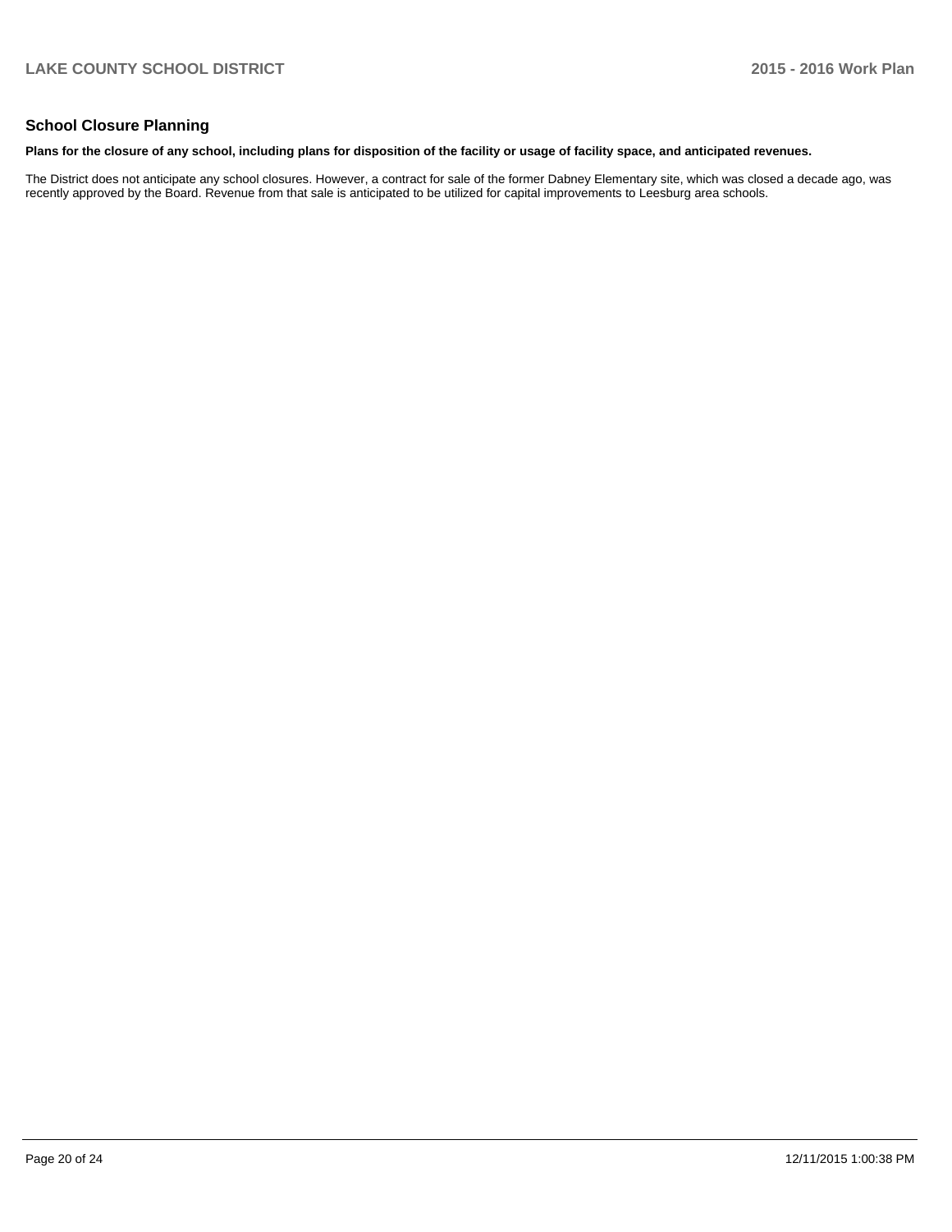## School Closure Planning

**Plans for the closure of any school, including plans for disposition of the facility or usage of facility space, and anticipated revenues.**

The District does not anticipate any school closures. However, a contract for sale of the former Dabney Elementary site, which was closed a decade ago, was recently approved by the Board. Revenue from that sale is anticipated to be utilized for capital improvements to Leesburg area schools.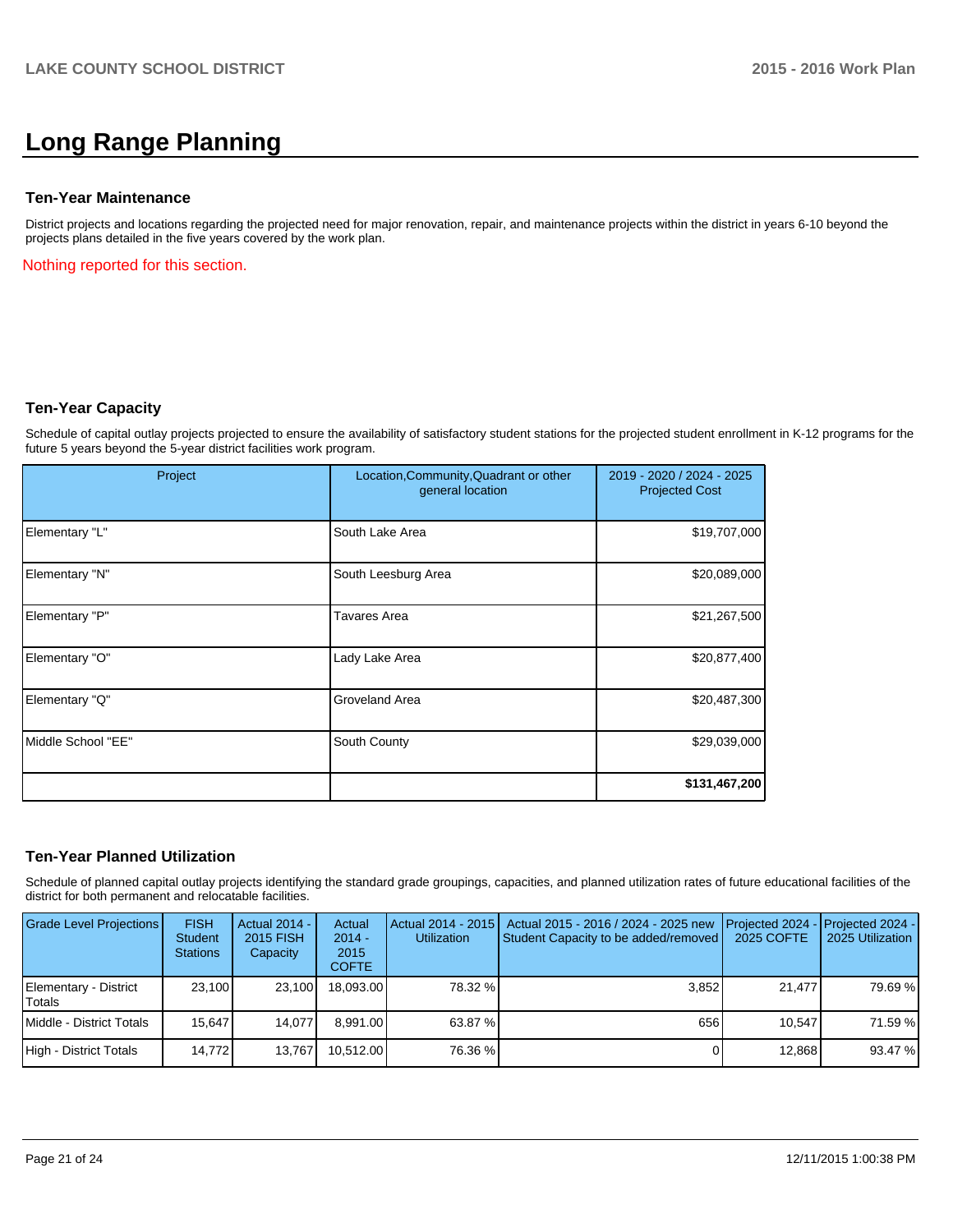# Long Range Planning

## Ten-Year Maintenance

District projects and locations regarding the projected need for major renovation, repair, and maintenance projects within the district in years 6-10 beyond the projects plans detailed in the five years covered by the work plan.

Nothing reported for this section.

## Ten-Year Capacity

Schedule of capital outlay projects projected to ensure the availability of satisfactory student stations for the projected student enrollment in K-12 programs for the future 5 years beyond the 5-year district facilities work program.

| Project | Location,Community,Quadrant or other general location | 2019 - 2020 / 2024 - 2025 Projected Cost |
|---|---|---|
| Elementary "L" | South Lake Area | $19,707,000 |
| Elementary "N" | South Leesburg Area | $20,089,000 |
| Elementary "P" | Tavares Area | $21,267,500 |
| Elementary "O" | Lady Lake Area | $20,877,400 |
| Elementary "Q" | Groveland Area | $20,487,300 |
| Middle School "EE" | South County | $29,039,000 |
| | | **$131,467,200** |

## Ten-Year Planned Utilization

Schedule of planned capital outlay projects identifying the standard grade groupings, capacities, and planned utilization rates of future educational facilities of the district for both permanent and relocatable facilities.

| Grade Level Projections | FISH Student Stations | Actual 2014 - 2015 FISH Capacity | Actual 2014 - 2015 COFTE | Actual 2014 - 2015 Utilization | Actual 2015 - 2016 / 2024 - 2025 new Student Capacity to be added/removed | Projected 2024 - 2025 COFTE | Projected 2024 - 2025 Utilization |
|---|---|---|---|---|---|---|---|
| Elementary - District Totals | 23,100 | 23,100 | 18,093.00 | 78.32 % | 3,852 | 21,477 | 79.69 % |
| Middle - District Totals | 15,647 | 14,077 | 8,991.00 | 63.87 % | 656 | 10,547 | 71.59 % |
| High - District Totals | 14,772 | 13,767 | 10,512.00 | 76.36 % | 0 | 12,868 | 93.47 % |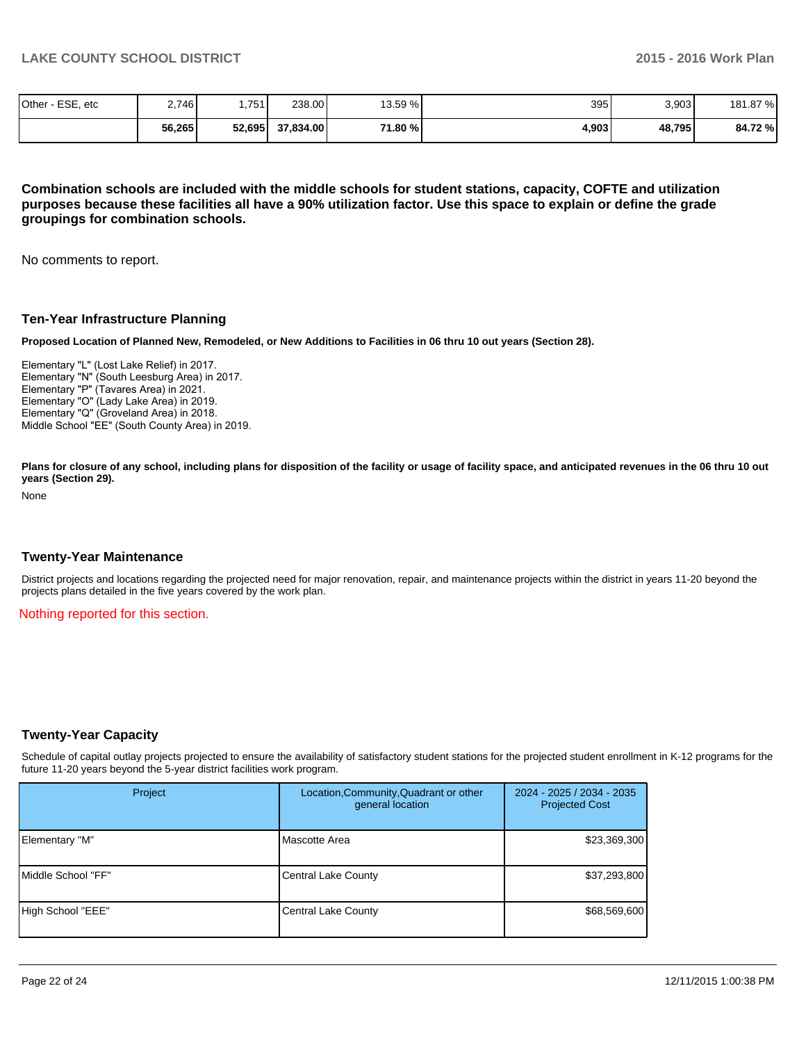| Other - ESE, etc | 2,746 | 1,751 | 238.00 | 13.59 % | 395 | 3,903 | 181.87 % |
|---|---|---|---|---|---|---|---|
| | **56,265** | **52,695** | **37,834.00** | **71.80 %** | **4,903** | **48,795** | **84.72 %** |

**Combination schools are included with the middle schools for student stations, capacity, COFTE and utilization purposes because these facilities all have a 90% utilization factor. Use this space to explain or define the grade groupings for combination schools.**

No comments to report.

## Ten-Year Infrastructure Planning

**Proposed Location of Planned New, Remodeled, or New Additions to Facilities in 06 thru 10 out years (Section 28).**

Elementary "L" (Lost Lake Relief) in 2017.
Elementary "N" (South Leesburg Area) in 2017.
Elementary "P" (Tavares Area) in 2021.
Elementary "O" (Lady Lake Area) in 2019.
Elementary "Q" (Groveland Area) in 2018.
Middle School "EE" (South County Area) in 2019.

**Plans for closure of any school, including plans for disposition of the facility or usage of facility space, and anticipated revenues in the 06 thru 10 out years (Section 29).**

None

## Twenty-Year Maintenance

District projects and locations regarding the projected need for major renovation, repair, and maintenance projects within the district in years 11-20 beyond the projects plans detailed in the five years covered by the work plan.

Nothing reported for this section.

## Twenty-Year Capacity

Schedule of capital outlay projects projected to ensure the availability of satisfactory student stations for the projected student enrollment in K-12 programs for the future 11-20 years beyond the 5-year district facilities work program.

| Project | Location,Community,Quadrant or other general location | 2024 - 2025 / 2034 - 2035 Projected Cost |
|---|---|---|
| Elementary "M" | Mascotte Area | $23,369,300 |
| Middle School "FF" | Central Lake County | $37,293,800 |
| High School "EEE" | Central Lake County | $68,569,600 |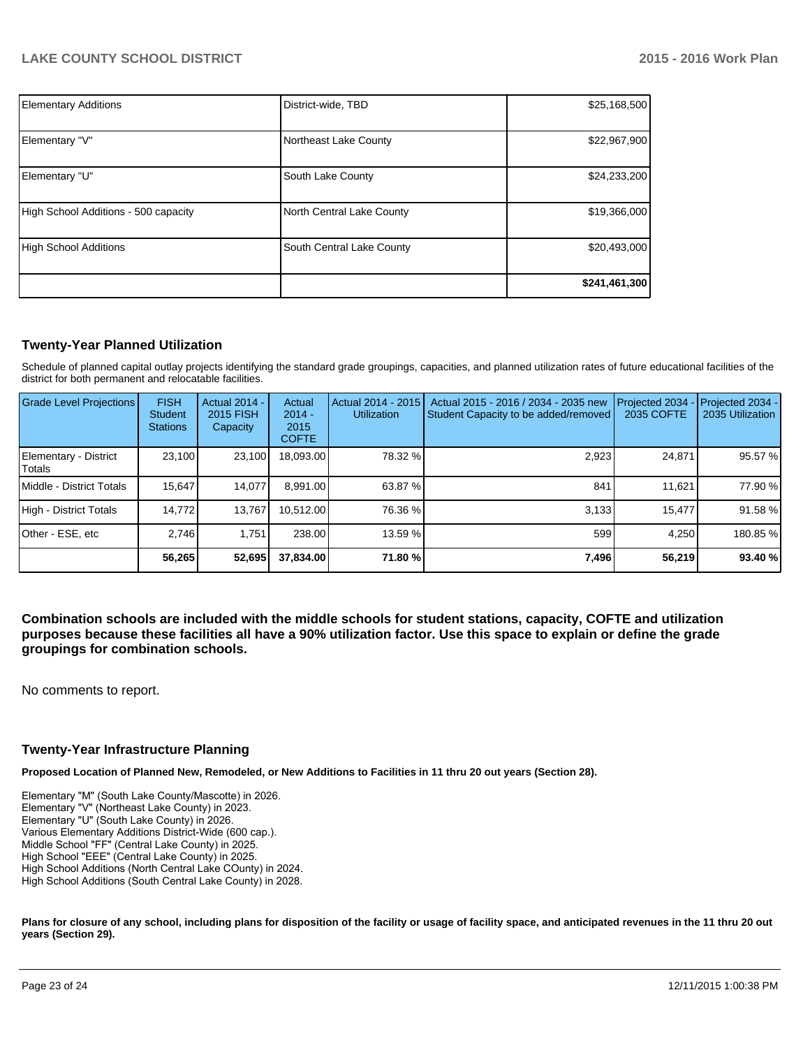| | | |
|---|---|---|
| Elementary Additions | District-wide, TBD | $25,168,500 |
| Elementary "V" | Northeast Lake County | $22,967,900 |
| Elementary "U" | South Lake County | $24,233,200 |
| High School Additions - 500 capacity | North Central Lake County | $19,366,000 |
| High School Additions | South Central Lake County | $20,493,000 |
| | | **$241,461,300** |

### Twenty-Year Planned Utilization

Schedule of planned capital outlay projects identifying the standard grade groupings, capacities, and planned utilization rates of future educational facilities of the district for both permanent and relocatable facilities.

| Grade Level Projections | FISH Student Stations | Actual 2014 - 2015 FISH Capacity | Actual 2014 - 2015 COFTE | Actual 2014 - 2015 Utilization | Actual 2015 - 2016 / 2034 - 2035 new Student Capacity to be added/removed | Projected 2034 - 2035 COFTE | Projected 2034 - 2035 Utilization |
|---|---|---|---|---|---|---|---|
| Elementary - District Totals | 23,100 | 23,100 | 18,093.00 | 78.32 % | 2,923 | 24,871 | 95.57 % |
| Middle - District Totals | 15,647 | 14,077 | 8,991.00 | 63.87 % | 841 | 11,621 | 77.90 % |
| High - District Totals | 14,772 | 13,767 | 10,512.00 | 76.36 % | 3,133 | 15,477 | 91.58 % |
| Other - ESE, etc | 2,746 | 1,751 | 238.00 | 13.59 % | 599 | 4,250 | 180.85 % |
| | **56,265** | **52,695** | **37,834.00** | **71.80 %** | **7,496** | **56,219** | **93.40 %** |

**Combination schools are included with the middle schools for student stations, capacity, COFTE and utilization purposes because these facilities all have a 90% utilization factor. Use this space to explain or define the grade groupings for combination schools.**

No comments to report.

### Twenty-Year Infrastructure Planning

**Proposed Location of Planned New, Remodeled, or New Additions to Facilities in 11 thru 20 out years (Section 28).**

Elementary "M" (South Lake County/Mascotte) in 2026.
Elementary "V" (Northeast Lake County) in 2023.
Elementary "U" (South Lake County) in 2026.
Various Elementary Additions District-Wide (600 cap.).
Middle School "FF" (Central Lake County) in 2025.
High School "EEE" (Central Lake County) in 2025.
High School Additions (North Central Lake COunty) in 2024.
High School Additions (South Central Lake County) in 2028.

**Plans for closure of any school, including plans for disposition of the facility or usage of facility space, and anticipated revenues in the 11 thru 20 out years (Section 29).**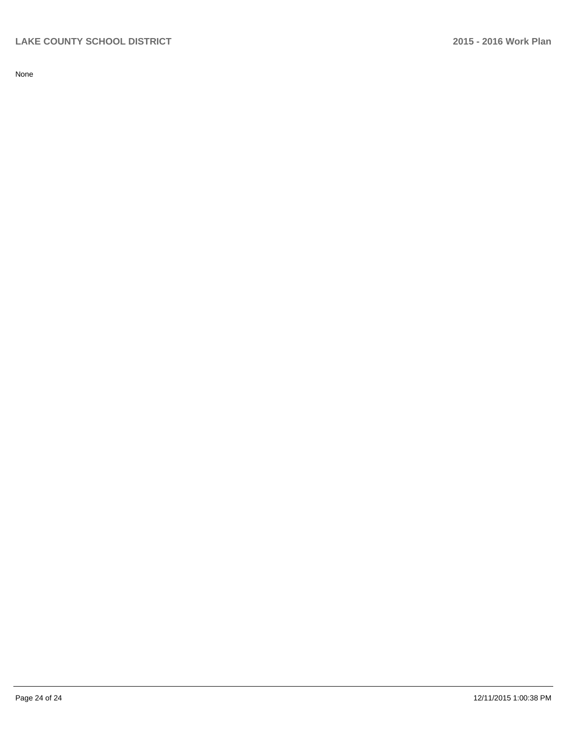None